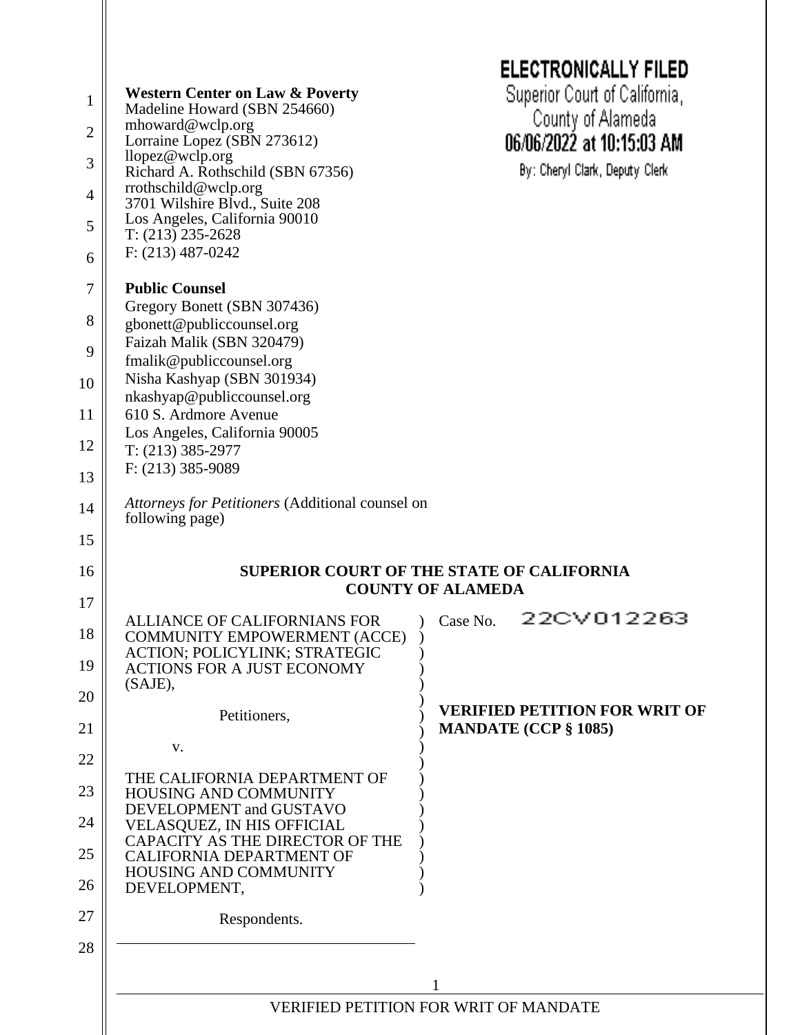**Western Center on Law & Poverty**
Madeline Howard (SBN 254660)
mhoward@wclp.org
Lorraine Lopez (SBN 273612)
llopez@wclp.org
Richard A. Rothschild (SBN 67356)
rrothschild@wclp.org
3701 Wilshire Blvd., Suite 208
Los Angeles, California 90010
T: (213) 235-2628
F: (213) 487-0242

**ELECTRONICALLY FILED**
Superior Court of California,
County of Alameda
**06/06/2022 at 10:15:03 AM**
By: Cheryl Clark, Deputy Clerk

**Public Counsel**
Gregory Bonett (SBN 307436)
gbonett@publiccounsel.org
Faizah Malik (SBN 320479)
fmalik@publiccounsel.org
Nisha Kashyap (SBN 301934)
nkashyap@publiccounsel.org
610 S. Ardmore Avenue
Los Angeles, California 90005
T: (213) 385-2977
F: (213) 385-9089

*Attorneys for Petitioners* (Additional counsel on following page)

**SUPERIOR COURT OF THE STATE OF CALIFORNIA**
**COUNTY OF ALAMEDA**

ALLIANCE OF CALIFORNIANS FOR COMMUNITY EMPOWERMENT (ACCE) ACTION; POLICYLINK; STRATEGIC ACTIONS FOR A JUST ECONOMY (SAJE),

Petitioners,

v.

THE CALIFORNIA DEPARTMENT OF HOUSING AND COMMUNITY DEVELOPMENT and GUSTAVO VELASQUEZ, IN HIS OFFICIAL CAPACITY AS THE DIRECTOR OF THE CALIFORNIA DEPARTMENT OF HOUSING AND COMMUNITY DEVELOPMENT,

Respondents.

Case No. 22CV012263

**VERIFIED PETITION FOR WRIT OF MANDATE (CCP § 1085)**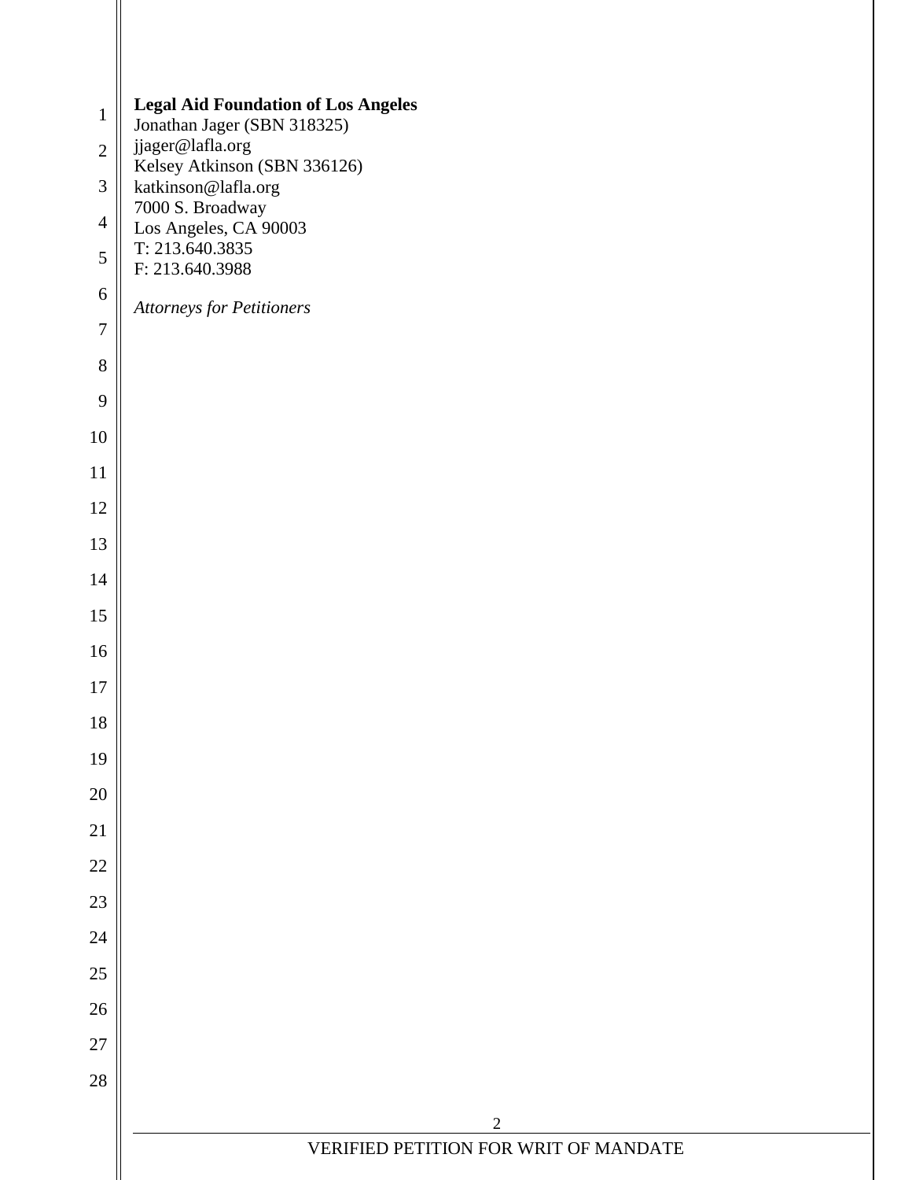**Legal Aid Foundation of Los Angeles**
Jonathan Jager (SBN 318325)
jjager@lafla.org
Kelsey Atkinson (SBN 336126)
katkinson@lafla.org
7000 S. Broadway
Los Angeles, CA 90003
T: 213.640.3835
F: 213.640.3988

*Attorneys for Petitioners*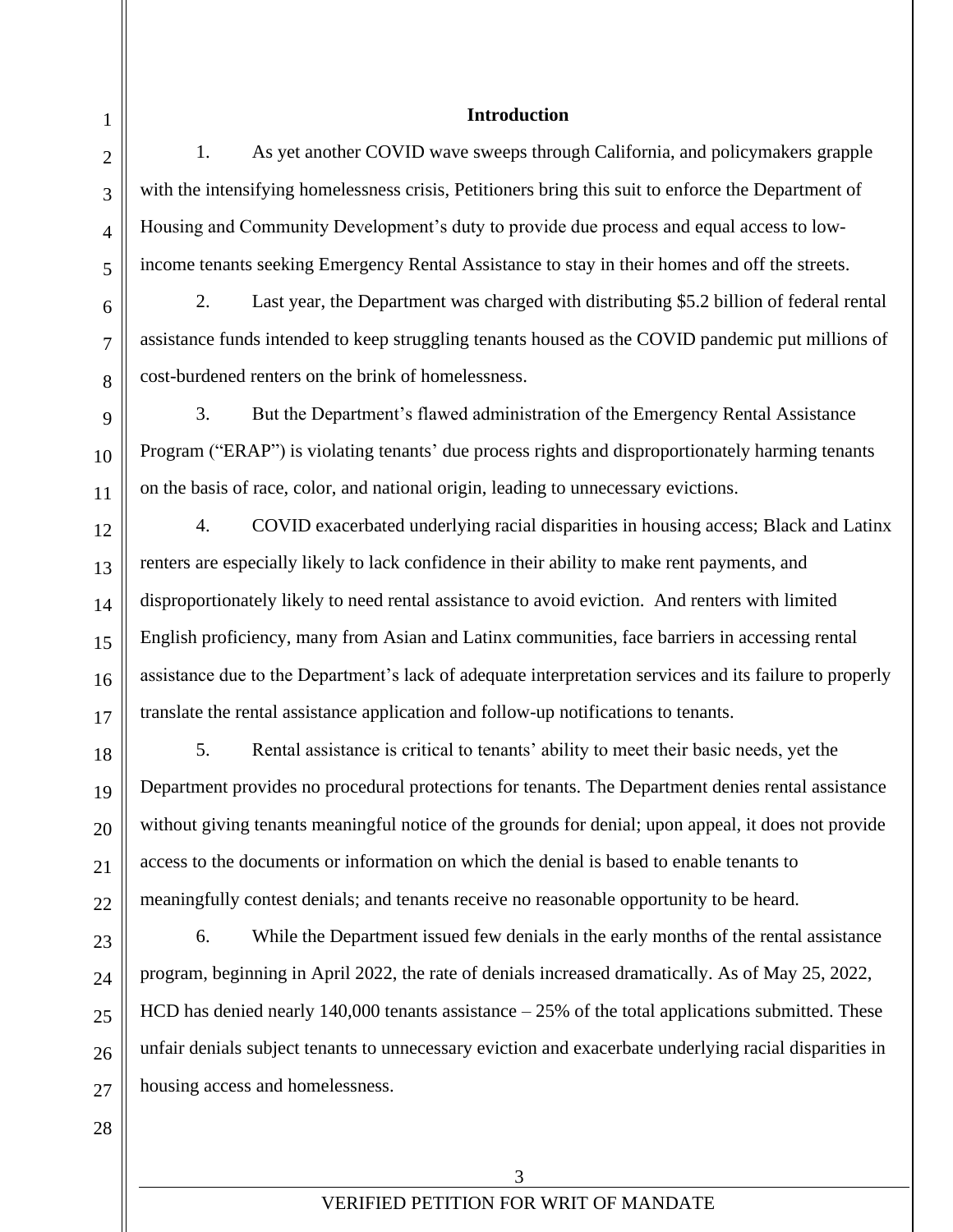## Introduction

1. As yet another COVID wave sweeps through California, and policymakers grapple with the intensifying homelessness crisis, Petitioners bring this suit to enforce the Department of Housing and Community Development's duty to provide due process and equal access to low-income tenants seeking Emergency Rental Assistance to stay in their homes and off the streets.

2. Last year, the Department was charged with distributing $5.2 billion of federal rental assistance funds intended to keep struggling tenants housed as the COVID pandemic put millions of cost-burdened renters on the brink of homelessness.

3. But the Department's flawed administration of the Emergency Rental Assistance Program ("ERAP") is violating tenants' due process rights and disproportionately harming tenants on the basis of race, color, and national origin, leading to unnecessary evictions.

4. COVID exacerbated underlying racial disparities in housing access; Black and Latinx renters are especially likely to lack confidence in their ability to make rent payments, and disproportionately likely to need rental assistance to avoid eviction. And renters with limited English proficiency, many from Asian and Latinx communities, face barriers in accessing rental assistance due to the Department's lack of adequate interpretation services and its failure to properly translate the rental assistance application and follow-up notifications to tenants.

5. Rental assistance is critical to tenants' ability to meet their basic needs, yet the Department provides no procedural protections for tenants. The Department denies rental assistance without giving tenants meaningful notice of the grounds for denial; upon appeal, it does not provide access to the documents or information on which the denial is based to enable tenants to meaningfully contest denials; and tenants receive no reasonable opportunity to be heard.

6. While the Department issued few denials in the early months of the rental assistance program, beginning in April 2022, the rate of denials increased dramatically. As of May 25, 2022, HCD has denied nearly 140,000 tenants assistance – 25% of the total applications submitted. These unfair denials subject tenants to unnecessary eviction and exacerbate underlying racial disparities in housing access and homelessness.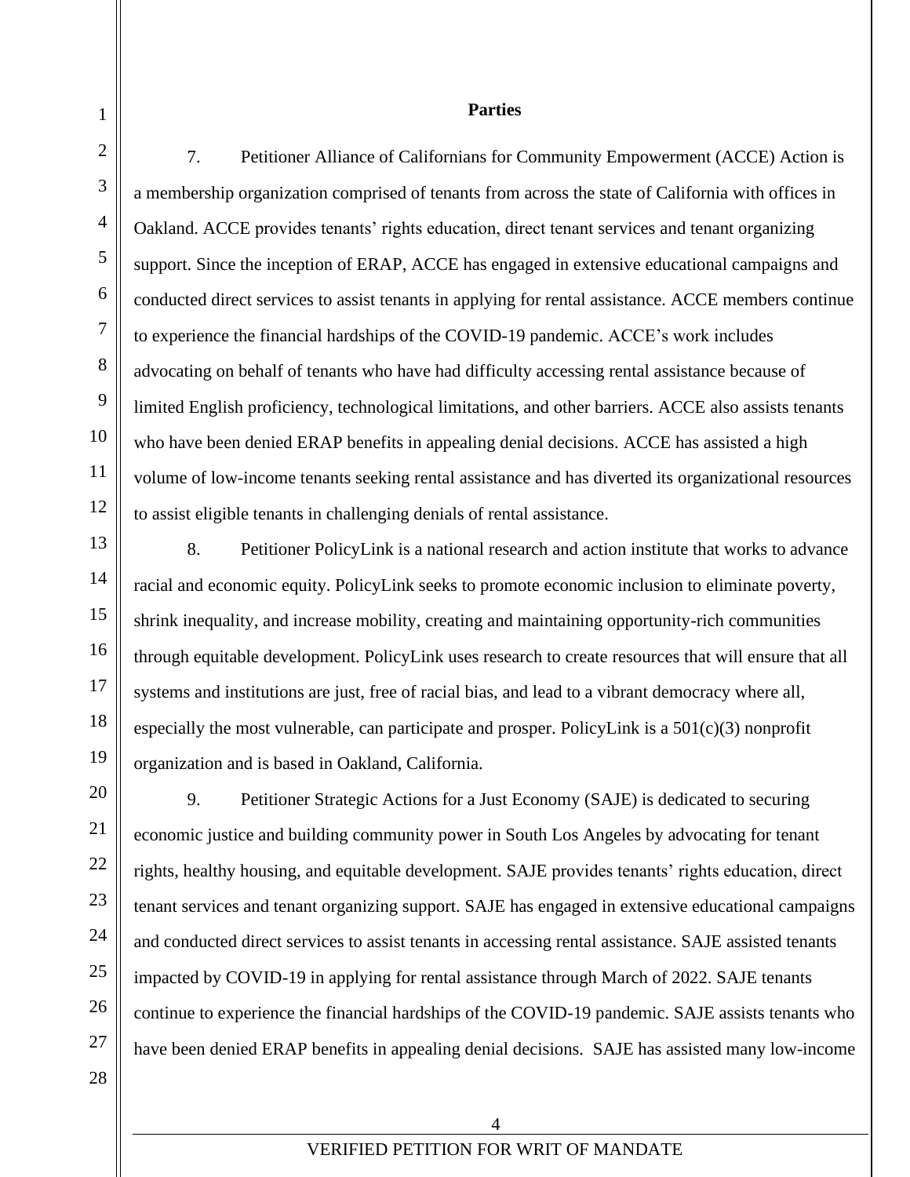**Parties**

7. Petitioner Alliance of Californians for Community Empowerment (ACCE) Action is a membership organization comprised of tenants from across the state of California with offices in Oakland. ACCE provides tenants' rights education, direct tenant services and tenant organizing support. Since the inception of ERAP, ACCE has engaged in extensive educational campaigns and conducted direct services to assist tenants in applying for rental assistance. ACCE members continue to experience the financial hardships of the COVID-19 pandemic. ACCE's work includes advocating on behalf of tenants who have had difficulty accessing rental assistance because of limited English proficiency, technological limitations, and other barriers. ACCE also assists tenants who have been denied ERAP benefits in appealing denial decisions. ACCE has assisted a high volume of low-income tenants seeking rental assistance and has diverted its organizational resources to assist eligible tenants in challenging denials of rental assistance.

8. Petitioner PolicyLink is a national research and action institute that works to advance racial and economic equity. PolicyLink seeks to promote economic inclusion to eliminate poverty, shrink inequality, and increase mobility, creating and maintaining opportunity-rich communities through equitable development. PolicyLink uses research to create resources that will ensure that all systems and institutions are just, free of racial bias, and lead to a vibrant democracy where all, especially the most vulnerable, can participate and prosper. PolicyLink is a 501(c)(3) nonprofit organization and is based in Oakland, California.

9. Petitioner Strategic Actions for a Just Economy (SAJE) is dedicated to securing economic justice and building community power in South Los Angeles by advocating for tenant rights, healthy housing, and equitable development. SAJE provides tenants' rights education, direct tenant services and tenant organizing support. SAJE has engaged in extensive educational campaigns and conducted direct services to assist tenants in accessing rental assistance. SAJE assisted tenants impacted by COVID-19 in applying for rental assistance through March of 2022. SAJE tenants continue to experience the financial hardships of the COVID-19 pandemic. SAJE assists tenants who have been denied ERAP benefits in appealing denial decisions. SAJE has assisted many low-income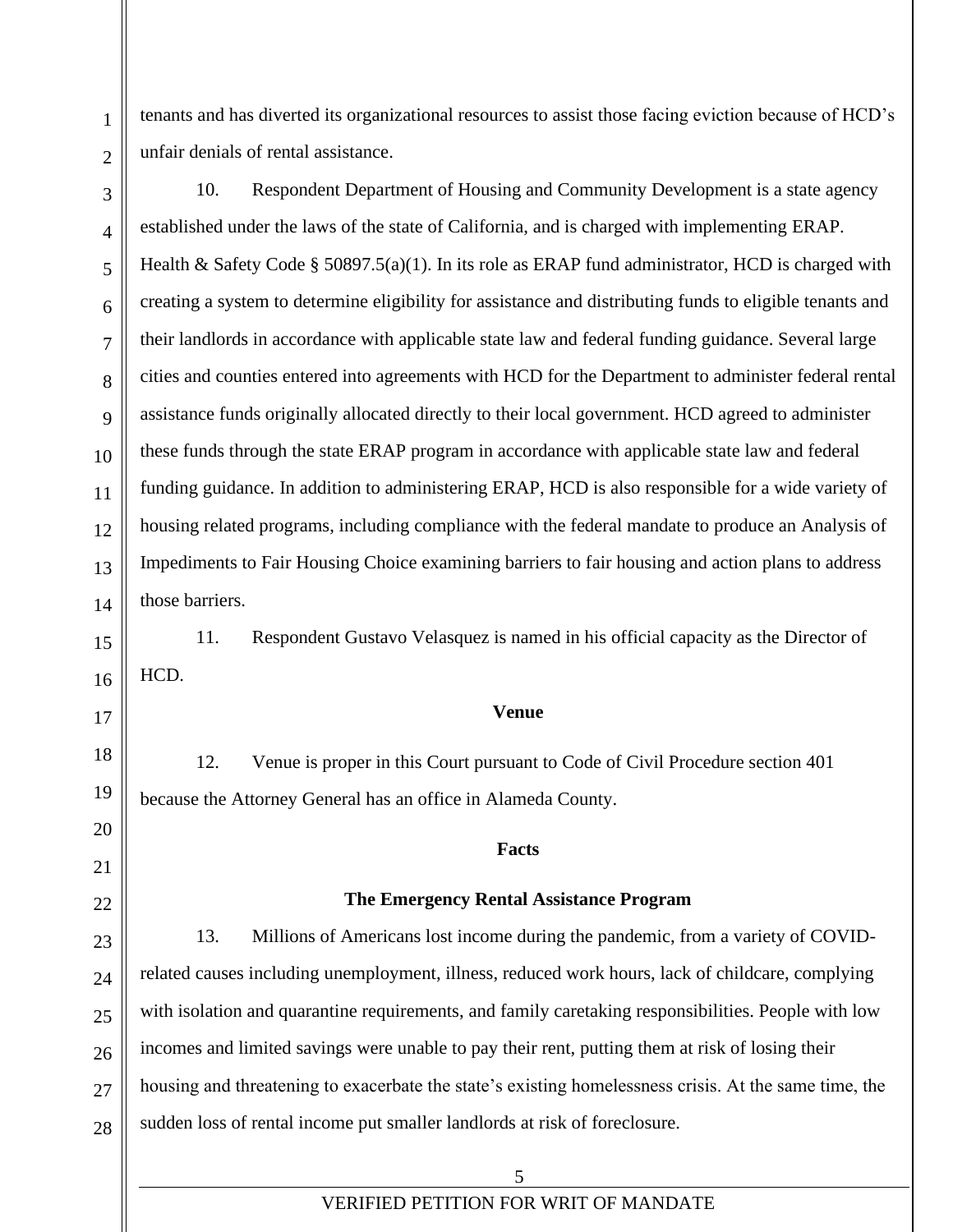tenants and has diverted its organizational resources to assist those facing eviction because of HCD's unfair denials of rental assistance.

10. Respondent Department of Housing and Community Development is a state agency established under the laws of the state of California, and is charged with implementing ERAP. Health & Safety Code § 50897.5(a)(1). In its role as ERAP fund administrator, HCD is charged with creating a system to determine eligibility for assistance and distributing funds to eligible tenants and their landlords in accordance with applicable state law and federal funding guidance. Several large cities and counties entered into agreements with HCD for the Department to administer federal rental assistance funds originally allocated directly to their local government. HCD agreed to administer these funds through the state ERAP program in accordance with applicable state law and federal funding guidance. In addition to administering ERAP, HCD is also responsible for a wide variety of housing related programs, including compliance with the federal mandate to produce an Analysis of Impediments to Fair Housing Choice examining barriers to fair housing and action plans to address those barriers.

11. Respondent Gustavo Velasquez is named in his official capacity as the Director of HCD.

**Venue**

12. Venue is proper in this Court pursuant to Code of Civil Procedure section 401 because the Attorney General has an office in Alameda County.

**Facts**

**The Emergency Rental Assistance Program**

13. Millions of Americans lost income during the pandemic, from a variety of COVID-related causes including unemployment, illness, reduced work hours, lack of childcare, complying with isolation and quarantine requirements, and family caretaking responsibilities. People with low incomes and limited savings were unable to pay their rent, putting them at risk of losing their housing and threatening to exacerbate the state's existing homelessness crisis. At the same time, the sudden loss of rental income put smaller landlords at risk of foreclosure.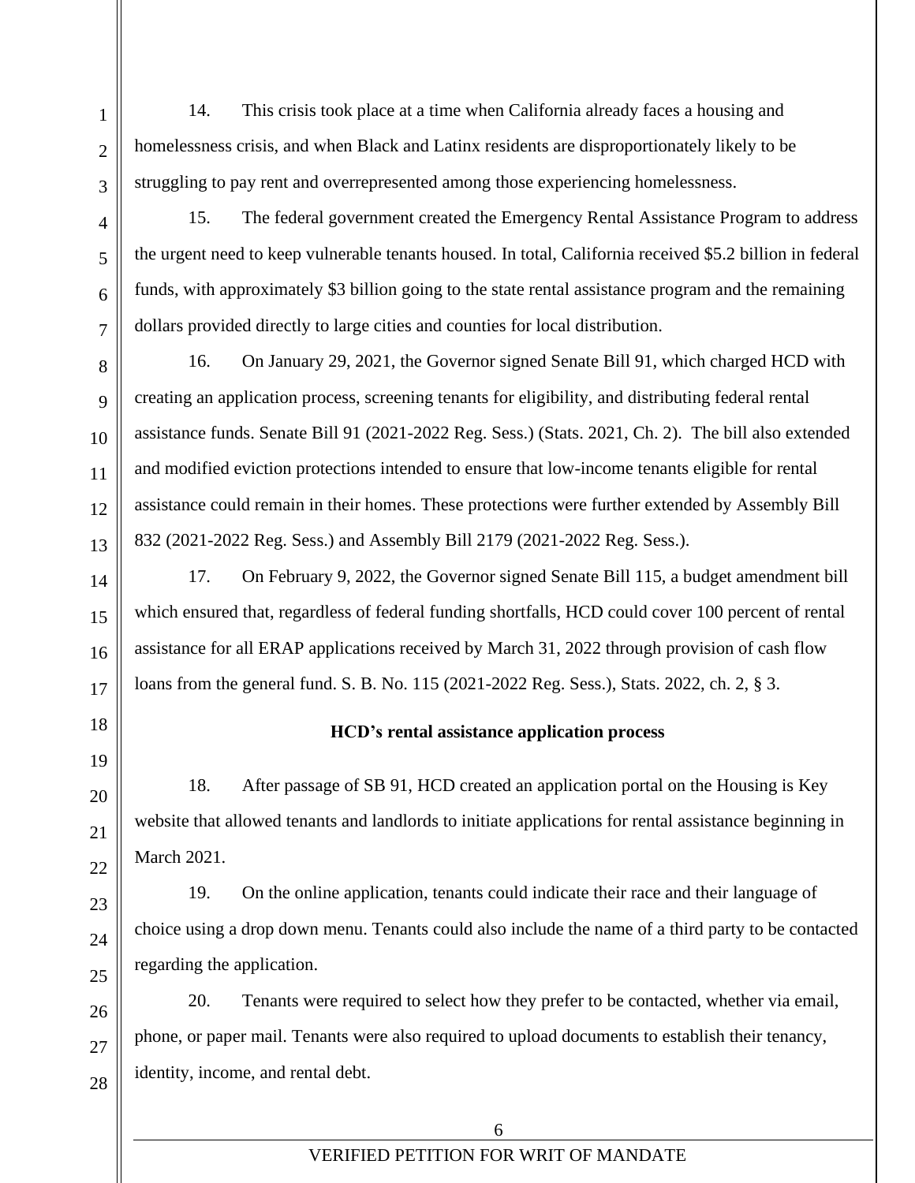14. This crisis took place at a time when California already faces a housing and homelessness crisis, and when Black and Latinx residents are disproportionately likely to be struggling to pay rent and overrepresented among those experiencing homelessness.

15. The federal government created the Emergency Rental Assistance Program to address the urgent need to keep vulnerable tenants housed. In total, California received $5.2 billion in federal funds, with approximately $3 billion going to the state rental assistance program and the remaining dollars provided directly to large cities and counties for local distribution.

16. On January 29, 2021, the Governor signed Senate Bill 91, which charged HCD with creating an application process, screening tenants for eligibility, and distributing federal rental assistance funds. Senate Bill 91 (2021-2022 Reg. Sess.) (Stats. 2021, Ch. 2). The bill also extended and modified eviction protections intended to ensure that low-income tenants eligible for rental assistance could remain in their homes. These protections were further extended by Assembly Bill 832 (2021-2022 Reg. Sess.) and Assembly Bill 2179 (2021-2022 Reg. Sess.).

17. On February 9, 2022, the Governor signed Senate Bill 115, a budget amendment bill which ensured that, regardless of federal funding shortfalls, HCD could cover 100 percent of rental assistance for all ERAP applications received by March 31, 2022 through provision of cash flow loans from the general fund. S. B. No. 115 (2021-2022 Reg. Sess.), Stats. 2022, ch. 2, § 3.

**HCD's rental assistance application process**

18. After passage of SB 91, HCD created an application portal on the Housing is Key website that allowed tenants and landlords to initiate applications for rental assistance beginning in March 2021.

19. On the online application, tenants could indicate their race and their language of choice using a drop down menu. Tenants could also include the name of a third party to be contacted regarding the application.

20. Tenants were required to select how they prefer to be contacted, whether via email, phone, or paper mail. Tenants were also required to upload documents to establish their tenancy, identity, income, and rental debt.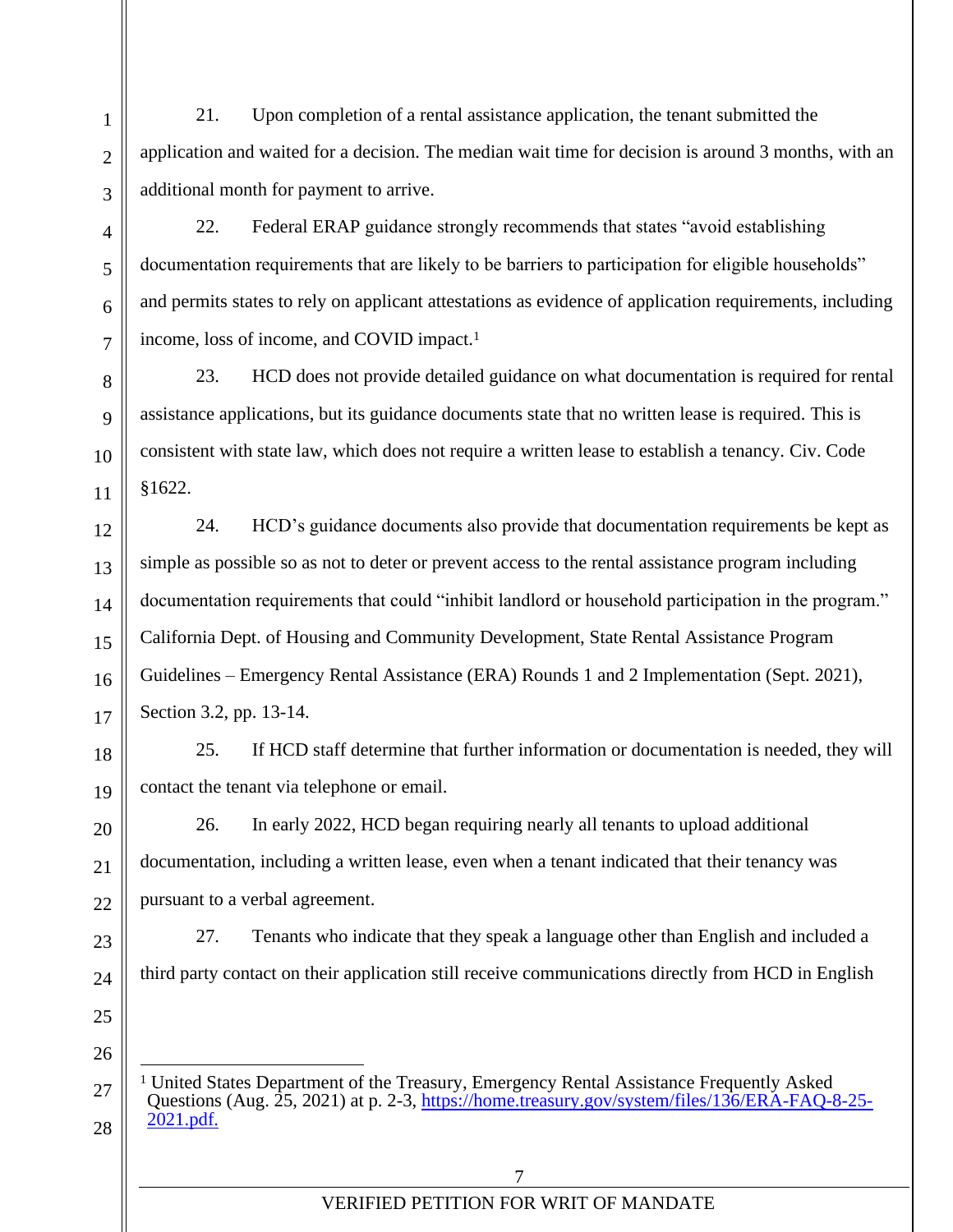21. Upon completion of a rental assistance application, the tenant submitted the application and waited for a decision. The median wait time for decision is around 3 months, with an additional month for payment to arrive.

22. Federal ERAP guidance strongly recommends that states "avoid establishing documentation requirements that are likely to be barriers to participation for eligible households" and permits states to rely on applicant attestations as evidence of application requirements, including income, loss of income, and COVID impact.[1]

23. HCD does not provide detailed guidance on what documentation is required for rental assistance applications, but its guidance documents state that no written lease is required. This is consistent with state law, which does not require a written lease to establish a tenancy. Civ. Code §1622.

24. HCD's guidance documents also provide that documentation requirements be kept as simple as possible so as not to deter or prevent access to the rental assistance program including documentation requirements that could "inhibit landlord or household participation in the program." California Dept. of Housing and Community Development, State Rental Assistance Program Guidelines – Emergency Rental Assistance (ERA) Rounds 1 and 2 Implementation (Sept. 2021), Section 3.2, pp. 13-14.

25. If HCD staff determine that further information or documentation is needed, they will contact the tenant via telephone or email.

26. In early 2022, HCD began requiring nearly all tenants to upload additional documentation, including a written lease, even when a tenant indicated that their tenancy was pursuant to a verbal agreement.

27. Tenants who indicate that they speak a language other than English and included a third party contact on their application still receive communications directly from HCD in English

---

[1] United States Department of the Treasury, Emergency Rental Assistance Frequently Asked Questions (Aug. 25, 2021) at p. 2-3, https://home.treasury.gov/system/files/136/ERA-FAQ-8-25-2021.pdf.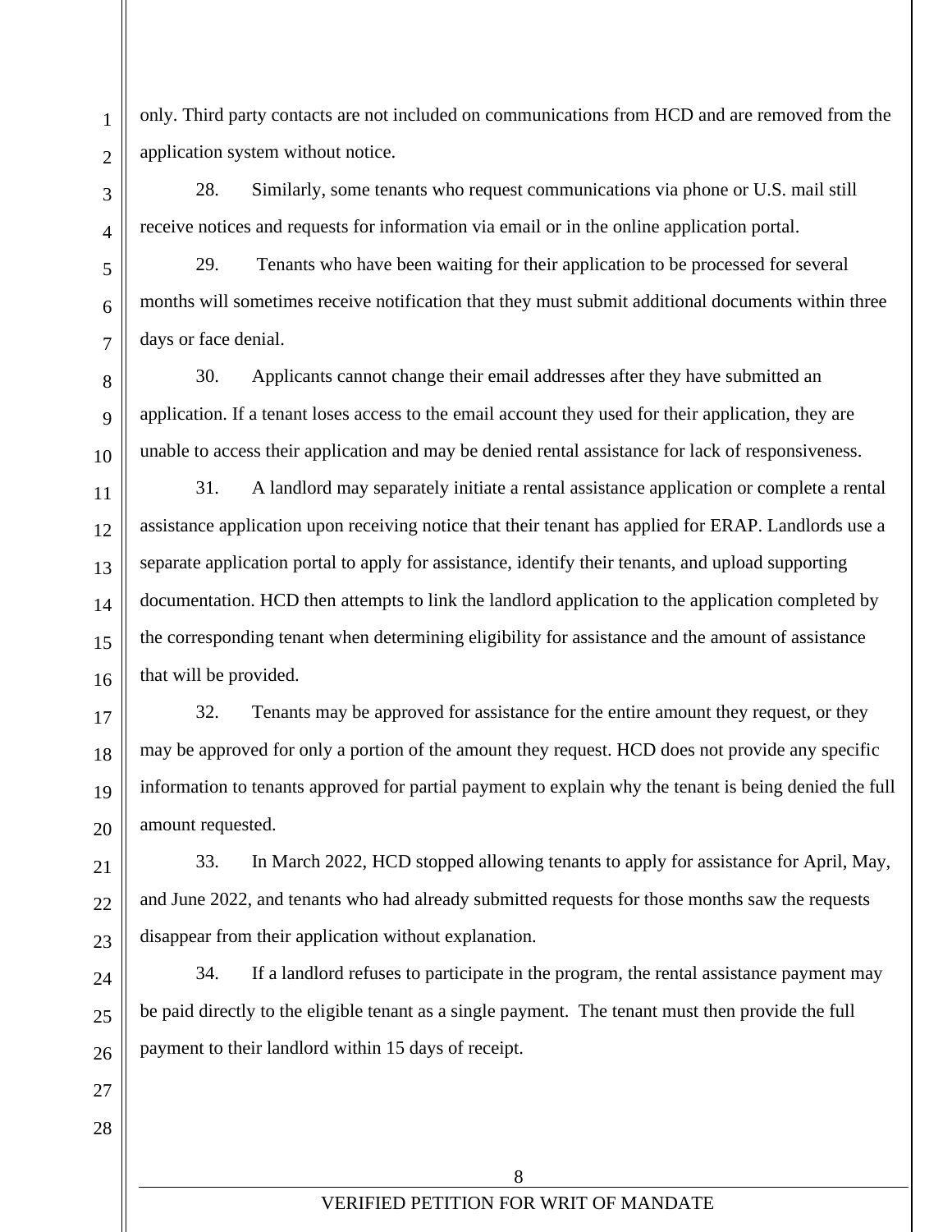only. Third party contacts are not included on communications from HCD and are removed from the application system without notice.

28. Similarly, some tenants who request communications via phone or U.S. mail still receive notices and requests for information via email or in the online application portal.

29. Tenants who have been waiting for their application to be processed for several months will sometimes receive notification that they must submit additional documents within three days or face denial.

30. Applicants cannot change their email addresses after they have submitted an application. If a tenant loses access to the email account they used for their application, they are unable to access their application and may be denied rental assistance for lack of responsiveness.

31. A landlord may separately initiate a rental assistance application or complete a rental assistance application upon receiving notice that their tenant has applied for ERAP. Landlords use a separate application portal to apply for assistance, identify their tenants, and upload supporting documentation. HCD then attempts to link the landlord application to the application completed by the corresponding tenant when determining eligibility for assistance and the amount of assistance that will be provided.

32. Tenants may be approved for assistance for the entire amount they request, or they may be approved for only a portion of the amount they request. HCD does not provide any specific information to tenants approved for partial payment to explain why the tenant is being denied the full amount requested.

33. In March 2022, HCD stopped allowing tenants to apply for assistance for April, May, and June 2022, and tenants who had already submitted requests for those months saw the requests disappear from their application without explanation.

34. If a landlord refuses to participate in the program, the rental assistance payment may be paid directly to the eligible tenant as a single payment. The tenant must then provide the full payment to their landlord within 15 days of receipt.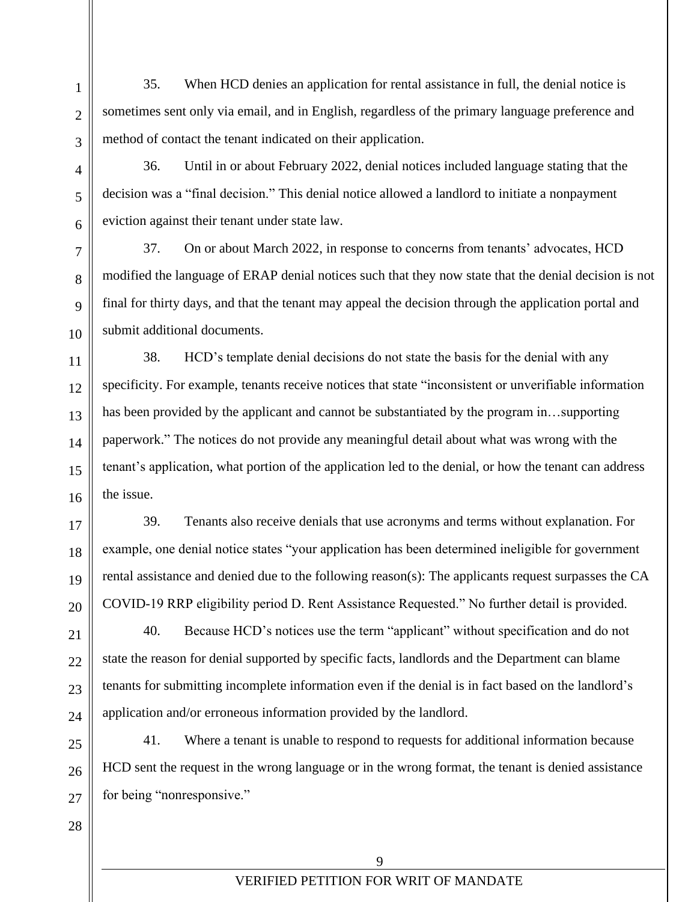35. When HCD denies an application for rental assistance in full, the denial notice is sometimes sent only via email, and in English, regardless of the primary language preference and method of contact the tenant indicated on their application.

36. Until in or about February 2022, denial notices included language stating that the decision was a "final decision." This denial notice allowed a landlord to initiate a nonpayment eviction against their tenant under state law.

37. On or about March 2022, in response to concerns from tenants' advocates, HCD modified the language of ERAP denial notices such that they now state that the denial decision is not final for thirty days, and that the tenant may appeal the decision through the application portal and submit additional documents.

38. HCD's template denial decisions do not state the basis for the denial with any specificity. For example, tenants receive notices that state "inconsistent or unverifiable information has been provided by the applicant and cannot be substantiated by the program in…supporting paperwork." The notices do not provide any meaningful detail about what was wrong with the tenant's application, what portion of the application led to the denial, or how the tenant can address the issue.

39. Tenants also receive denials that use acronyms and terms without explanation. For example, one denial notice states "your application has been determined ineligible for government rental assistance and denied due to the following reason(s): The applicants request surpasses the CA COVID-19 RRP eligibility period D. Rent Assistance Requested." No further detail is provided.

40. Because HCD's notices use the term "applicant" without specification and do not state the reason for denial supported by specific facts, landlords and the Department can blame tenants for submitting incomplete information even if the denial is in fact based on the landlord's application and/or erroneous information provided by the landlord.

41. Where a tenant is unable to respond to requests for additional information because HCD sent the request in the wrong language or in the wrong format, the tenant is denied assistance for being "nonresponsive."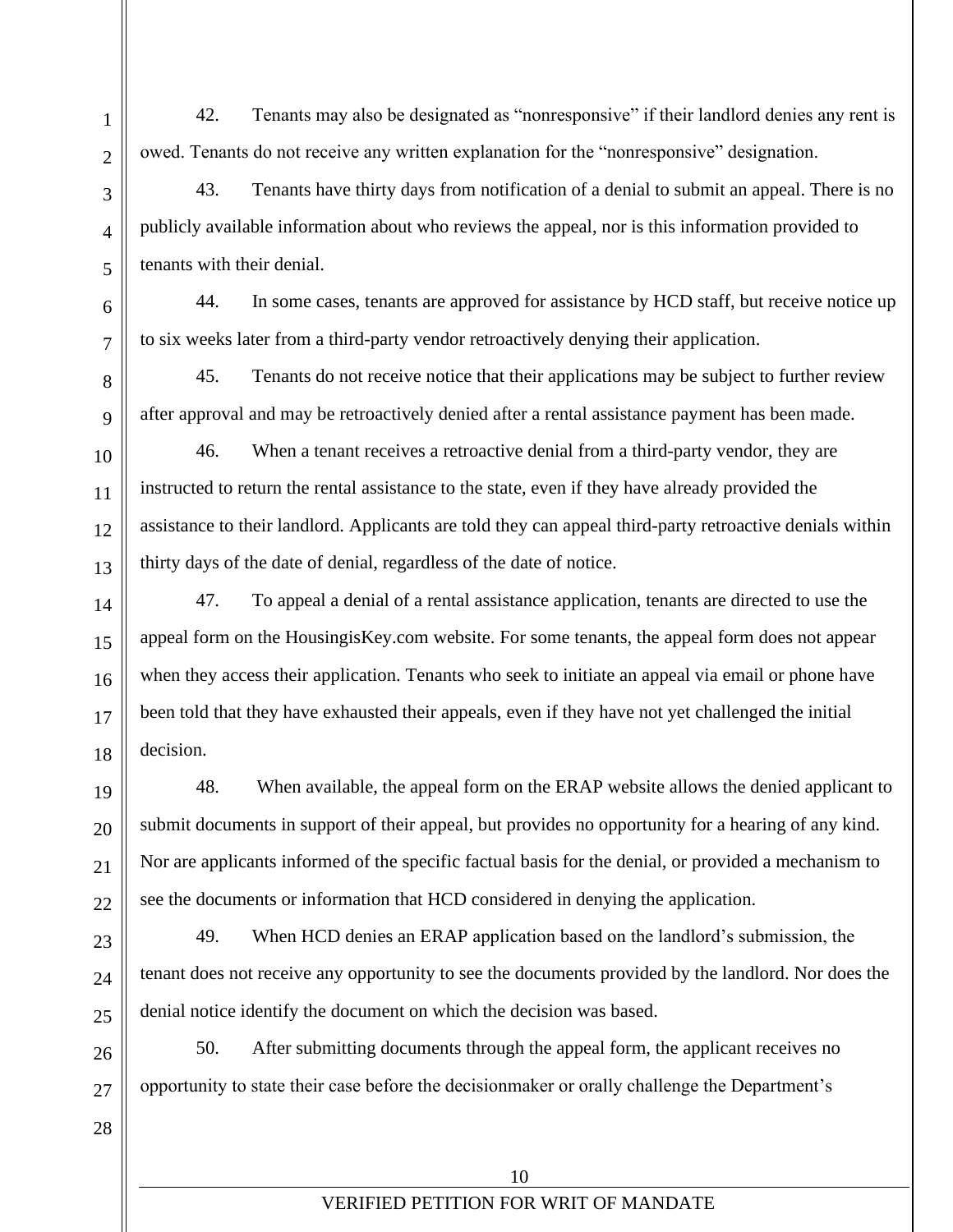42. Tenants may also be designated as "nonresponsive" if their landlord denies any rent is owed. Tenants do not receive any written explanation for the "nonresponsive" designation.

43. Tenants have thirty days from notification of a denial to submit an appeal. There is no publicly available information about who reviews the appeal, nor is this information provided to tenants with their denial.

44. In some cases, tenants are approved for assistance by HCD staff, but receive notice up to six weeks later from a third-party vendor retroactively denying their application.

45. Tenants do not receive notice that their applications may be subject to further review after approval and may be retroactively denied after a rental assistance payment has been made.

46. When a tenant receives a retroactive denial from a third-party vendor, they are instructed to return the rental assistance to the state, even if they have already provided the assistance to their landlord. Applicants are told they can appeal third-party retroactive denials within thirty days of the date of denial, regardless of the date of notice.

47. To appeal a denial of a rental assistance application, tenants are directed to use the appeal form on the HousingisKey.com website. For some tenants, the appeal form does not appear when they access their application. Tenants who seek to initiate an appeal via email or phone have been told that they have exhausted their appeals, even if they have not yet challenged the initial decision.

48. When available, the appeal form on the ERAP website allows the denied applicant to submit documents in support of their appeal, but provides no opportunity for a hearing of any kind. Nor are applicants informed of the specific factual basis for the denial, or provided a mechanism to see the documents or information that HCD considered in denying the application.

49. When HCD denies an ERAP application based on the landlord's submission, the tenant does not receive any opportunity to see the documents provided by the landlord. Nor does the denial notice identify the document on which the decision was based.

50. After submitting documents through the appeal form, the applicant receives no opportunity to state their case before the decisionmaker or orally challenge the Department's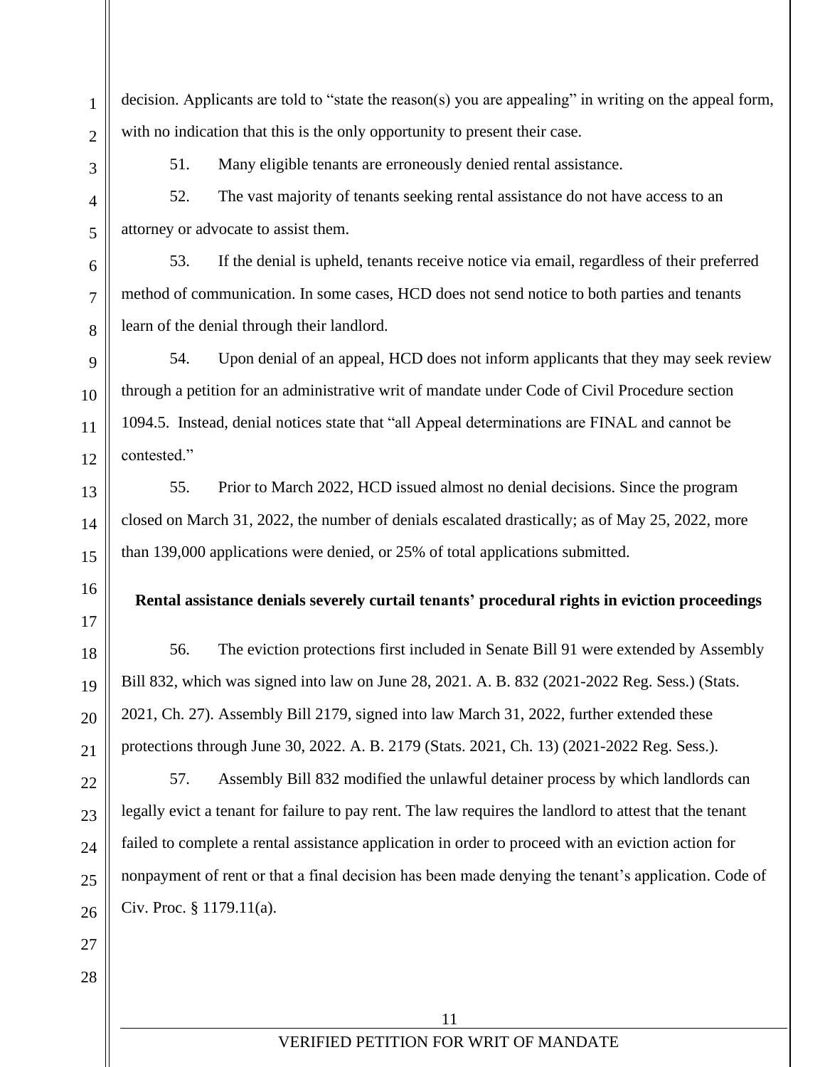decision. Applicants are told to "state the reason(s) you are appealing" in writing on the appeal form, with no indication that this is the only opportunity to present their case.

51. Many eligible tenants are erroneously denied rental assistance.

52. The vast majority of tenants seeking rental assistance do not have access to an attorney or advocate to assist them.

53. If the denial is upheld, tenants receive notice via email, regardless of their preferred method of communication. In some cases, HCD does not send notice to both parties and tenants learn of the denial through their landlord.

54. Upon denial of an appeal, HCD does not inform applicants that they may seek review through a petition for an administrative writ of mandate under Code of Civil Procedure section 1094.5. Instead, denial notices state that "all Appeal determinations are FINAL and cannot be contested."

55. Prior to March 2022, HCD issued almost no denial decisions. Since the program closed on March 31, 2022, the number of denials escalated drastically; as of May 25, 2022, more than 139,000 applications were denied, or 25% of total applications submitted.

**Rental assistance denials severely curtail tenants' procedural rights in eviction proceedings**

56. The eviction protections first included in Senate Bill 91 were extended by Assembly Bill 832, which was signed into law on June 28, 2021. A. B. 832 (2021-2022 Reg. Sess.) (Stats. 2021, Ch. 27). Assembly Bill 2179, signed into law March 31, 2022, further extended these protections through June 30, 2022. A. B. 2179 (Stats. 2021, Ch. 13) (2021-2022 Reg. Sess.).

57. Assembly Bill 832 modified the unlawful detainer process by which landlords can legally evict a tenant for failure to pay rent. The law requires the landlord to attest that the tenant failed to complete a rental assistance application in order to proceed with an eviction action for nonpayment of rent or that a final decision has been made denying the tenant's application. Code of Civ. Proc. § 1179.11(a).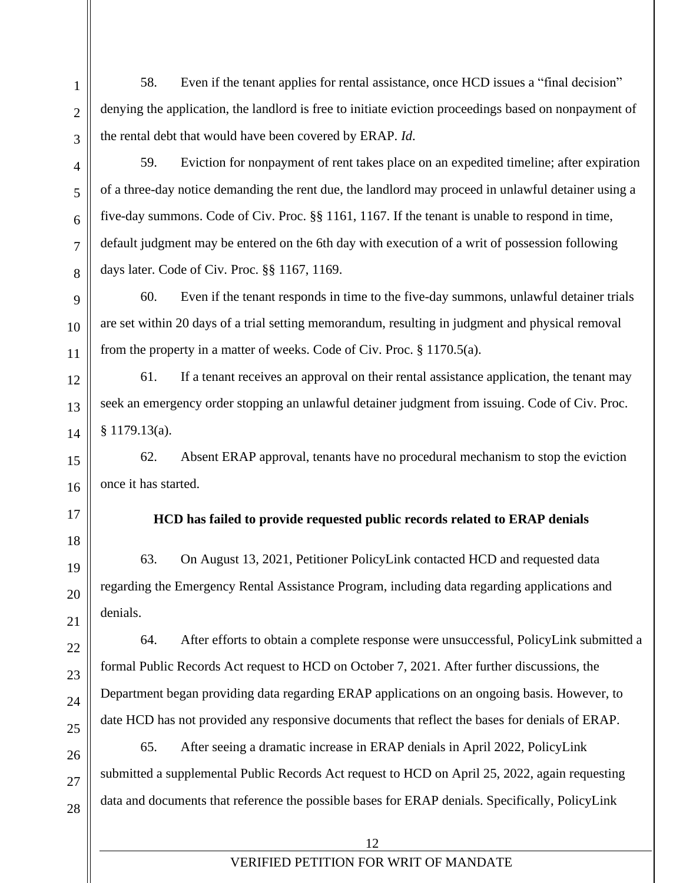58. Even if the tenant applies for rental assistance, once HCD issues a "final decision" denying the application, the landlord is free to initiate eviction proceedings based on nonpayment of the rental debt that would have been covered by ERAP. *Id.*

59. Eviction for nonpayment of rent takes place on an expedited timeline; after expiration of a three-day notice demanding the rent due, the landlord may proceed in unlawful detainer using a five-day summons. Code of Civ. Proc. §§ 1161, 1167. If the tenant is unable to respond in time, default judgment may be entered on the 6th day with execution of a writ of possession following days later. Code of Civ. Proc. §§ 1167, 1169.

60. Even if the tenant responds in time to the five-day summons, unlawful detainer trials are set within 20 days of a trial setting memorandum, resulting in judgment and physical removal from the property in a matter of weeks. Code of Civ. Proc. § 1170.5(a).

61. If a tenant receives an approval on their rental assistance application, the tenant may seek an emergency order stopping an unlawful detainer judgment from issuing. Code of Civ. Proc. § 1179.13(a).

62. Absent ERAP approval, tenants have no procedural mechanism to stop the eviction once it has started.

**HCD has failed to provide requested public records related to ERAP denials**

63. On August 13, 2021, Petitioner PolicyLink contacted HCD and requested data regarding the Emergency Rental Assistance Program, including data regarding applications and denials.

64. After efforts to obtain a complete response were unsuccessful, PolicyLink submitted a formal Public Records Act request to HCD on October 7, 2021. After further discussions, the Department began providing data regarding ERAP applications on an ongoing basis. However, to date HCD has not provided any responsive documents that reflect the bases for denials of ERAP.

65. After seeing a dramatic increase in ERAP denials in April 2022, PolicyLink submitted a supplemental Public Records Act request to HCD on April 25, 2022, again requesting data and documents that reference the possible bases for ERAP denials. Specifically, PolicyLink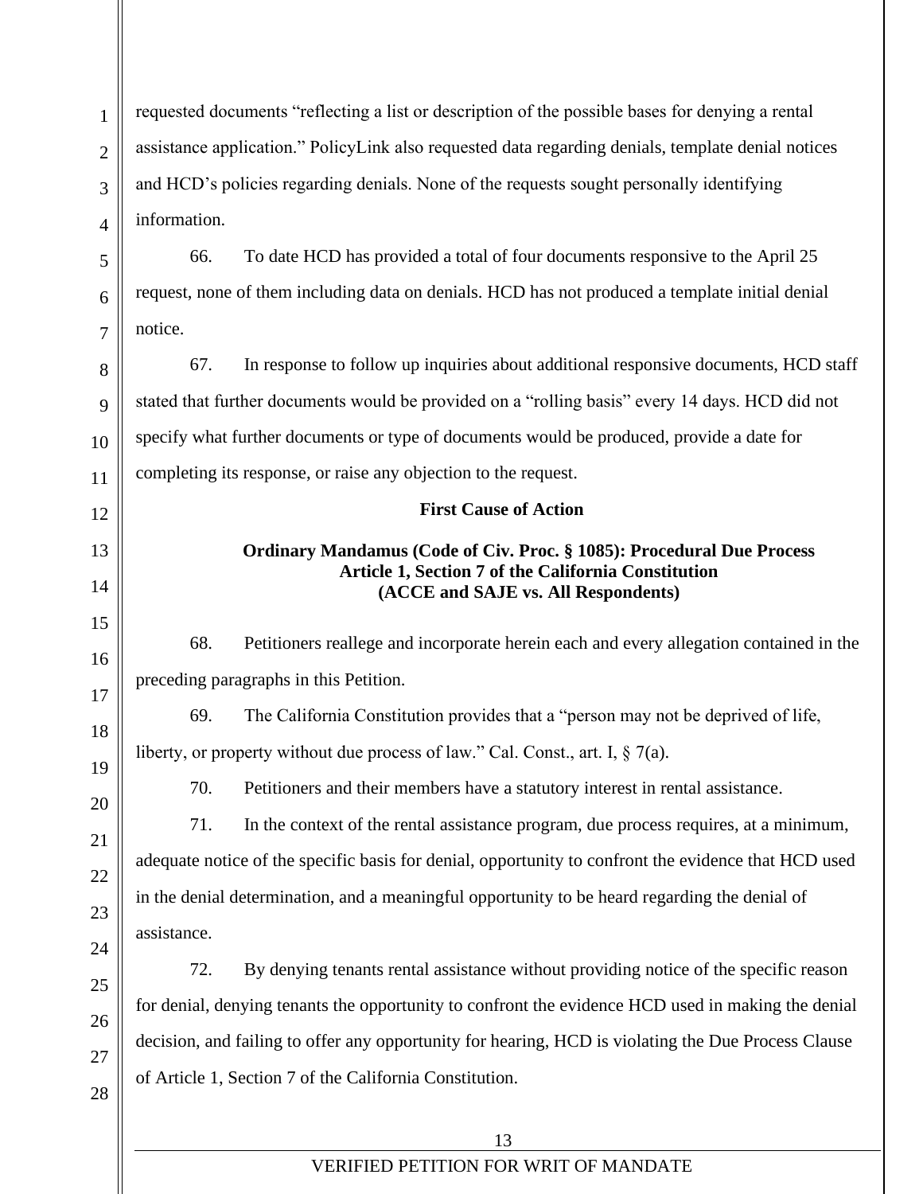requested documents "reflecting a list or description of the possible bases for denying a rental assistance application." PolicyLink also requested data regarding denials, template denial notices and HCD's policies regarding denials. None of the requests sought personally identifying information.

66. To date HCD has provided a total of four documents responsive to the April 25 request, none of them including data on denials. HCD has not produced a template initial denial notice.

67. In response to follow up inquiries about additional responsive documents, HCD staff stated that further documents would be provided on a "rolling basis" every 14 days. HCD did not specify what further documents or type of documents would be produced, provide a date for completing its response, or raise any objection to the request.

**First Cause of Action**

**Ordinary Mandamus (Code of Civ. Proc. § 1085): Procedural Due Process**
**Article 1, Section 7 of the California Constitution**
**(ACCE and SAJE vs. All Respondents)**

68. Petitioners reallege and incorporate herein each and every allegation contained in the preceding paragraphs in this Petition.

69. The California Constitution provides that a "person may not be deprived of life, liberty, or property without due process of law." Cal. Const., art. I, § 7(a).

70. Petitioners and their members have a statutory interest in rental assistance.

71. In the context of the rental assistance program, due process requires, at a minimum, adequate notice of the specific basis for denial, opportunity to confront the evidence that HCD used in the denial determination, and a meaningful opportunity to be heard regarding the denial of assistance.

72. By denying tenants rental assistance without providing notice of the specific reason for denial, denying tenants the opportunity to confront the evidence HCD used in making the denial decision, and failing to offer any opportunity for hearing, HCD is violating the Due Process Clause of Article 1, Section 7 of the California Constitution.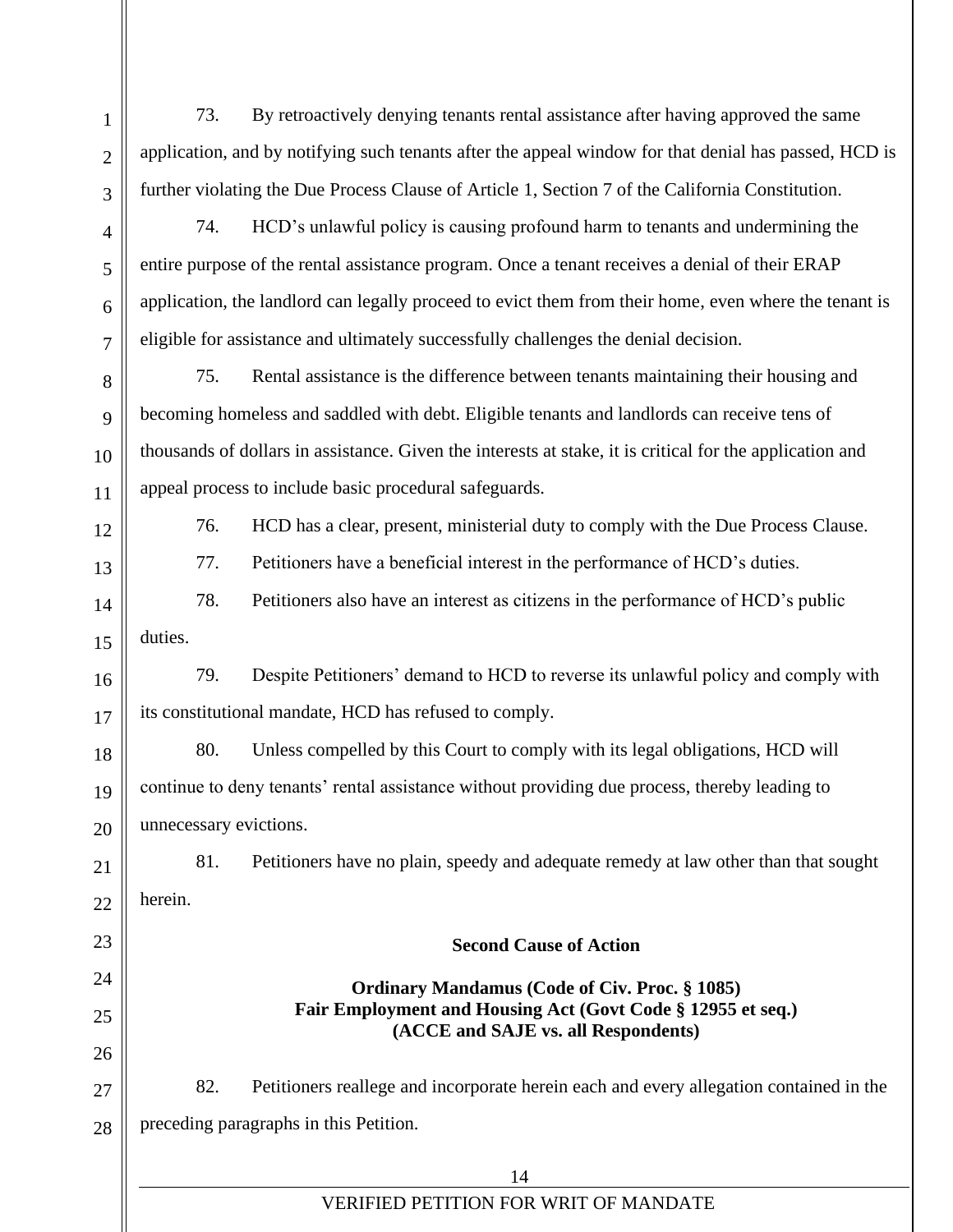73. By retroactively denying tenants rental assistance after having approved the same application, and by notifying such tenants after the appeal window for that denial has passed, HCD is further violating the Due Process Clause of Article 1, Section 7 of the California Constitution.

74. HCD's unlawful policy is causing profound harm to tenants and undermining the entire purpose of the rental assistance program. Once a tenant receives a denial of their ERAP application, the landlord can legally proceed to evict them from their home, even where the tenant is eligible for assistance and ultimately successfully challenges the denial decision.

75. Rental assistance is the difference between tenants maintaining their housing and becoming homeless and saddled with debt. Eligible tenants and landlords can receive tens of thousands of dollars in assistance. Given the interests at stake, it is critical for the application and appeal process to include basic procedural safeguards.

76. HCD has a clear, present, ministerial duty to comply with the Due Process Clause.

77. Petitioners have a beneficial interest in the performance of HCD's duties.

78. Petitioners also have an interest as citizens in the performance of HCD's public duties.

79. Despite Petitioners' demand to HCD to reverse its unlawful policy and comply with its constitutional mandate, HCD has refused to comply.

80. Unless compelled by this Court to comply with its legal obligations, HCD will continue to deny tenants' rental assistance without providing due process, thereby leading to unnecessary evictions.

81. Petitioners have no plain, speedy and adequate remedy at law other than that sought herein.

**Second Cause of Action**

**Ordinary Mandamus (Code of Civ. Proc. § 1085)**
**Fair Employment and Housing Act (Govt Code § 12955 et seq.)**
**(ACCE and SAJE vs. all Respondents)**

82. Petitioners reallege and incorporate herein each and every allegation contained in the preceding paragraphs in this Petition.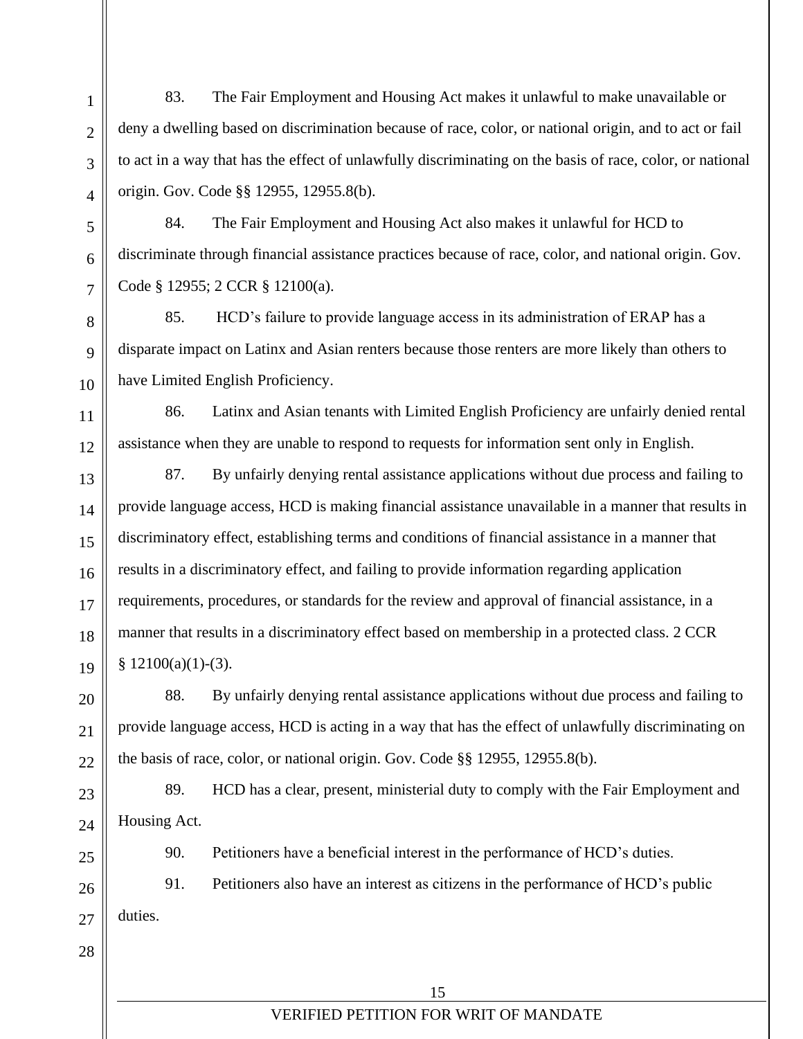83. The Fair Employment and Housing Act makes it unlawful to make unavailable or deny a dwelling based on discrimination because of race, color, or national origin, and to act or fail to act in a way that has the effect of unlawfully discriminating on the basis of race, color, or national origin. Gov. Code §§ 12955, 12955.8(b).

84. The Fair Employment and Housing Act also makes it unlawful for HCD to discriminate through financial assistance practices because of race, color, and national origin. Gov. Code § 12955; 2 CCR § 12100(a).

85. HCD's failure to provide language access in its administration of ERAP has a disparate impact on Latinx and Asian renters because those renters are more likely than others to have Limited English Proficiency.

86. Latinx and Asian tenants with Limited English Proficiency are unfairly denied rental assistance when they are unable to respond to requests for information sent only in English.

87. By unfairly denying rental assistance applications without due process and failing to provide language access, HCD is making financial assistance unavailable in a manner that results in discriminatory effect, establishing terms and conditions of financial assistance in a manner that results in a discriminatory effect, and failing to provide information regarding application requirements, procedures, or standards for the review and approval of financial assistance, in a manner that results in a discriminatory effect based on membership in a protected class. 2 CCR § 12100(a)(1)-(3).

88. By unfairly denying rental assistance applications without due process and failing to provide language access, HCD is acting in a way that has the effect of unlawfully discriminating on the basis of race, color, or national origin. Gov. Code §§ 12955, 12955.8(b).

89. HCD has a clear, present, ministerial duty to comply with the Fair Employment and Housing Act.

90. Petitioners have a beneficial interest in the performance of HCD's duties.

91. Petitioners also have an interest as citizens in the performance of HCD's public duties.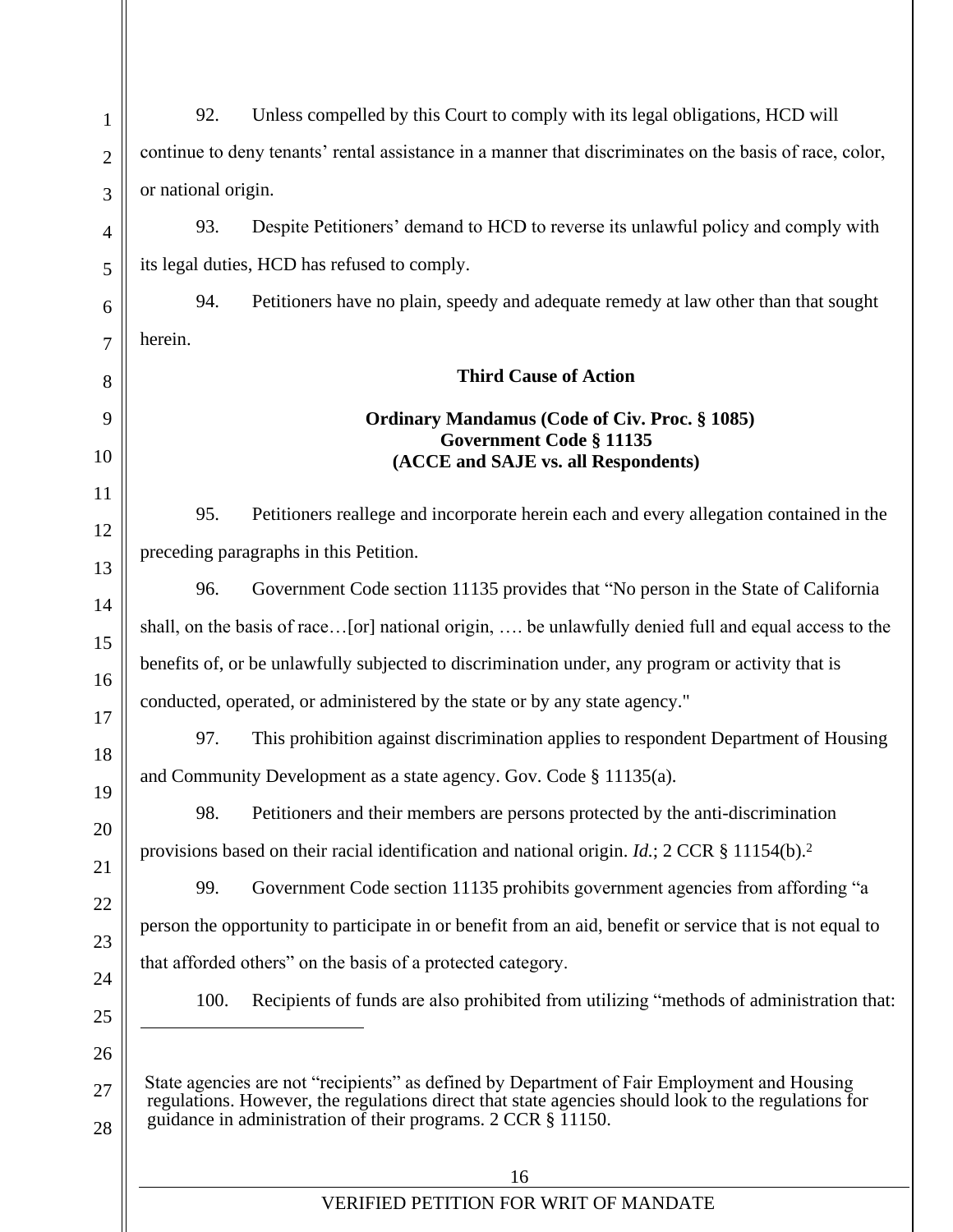92. Unless compelled by this Court to comply with its legal obligations, HCD will continue to deny tenants' rental assistance in a manner that discriminates on the basis of race, color, or national origin.

93. Despite Petitioners' demand to HCD to reverse its unlawful policy and comply with its legal duties, HCD has refused to comply.

94. Petitioners have no plain, speedy and adequate remedy at law other than that sought herein.

**Third Cause of Action**

**Ordinary Mandamus (Code of Civ. Proc. § 1085)**
**Government Code § 11135**
**(ACCE and SAJE vs. all Respondents)**

95. Petitioners reallege and incorporate herein each and every allegation contained in the preceding paragraphs in this Petition.

96. Government Code section 11135 provides that "No person in the State of California shall, on the basis of race…[or] national origin, …. be unlawfully denied full and equal access to the benefits of, or be unlawfully subjected to discrimination under, any program or activity that is conducted, operated, or administered by the state or by any state agency."

97. This prohibition against discrimination applies to respondent Department of Housing and Community Development as a state agency. Gov. Code § 11135(a).

98. Petitioners and their members are persons protected by the anti-discrimination provisions based on their racial identification and national origin. *Id.*; 2 CCR § 11154(b).[2]

99. Government Code section 11135 prohibits government agencies from affording "a person the opportunity to participate in or benefit from an aid, benefit or service that is not equal to that afforded others" on the basis of a protected category.

100. Recipients of funds are also prohibited from utilizing "methods of administration that:

---

State agencies are not "recipients" as defined by Department of Fair Employment and Housing regulations. However, the regulations direct that state agencies should look to the regulations for guidance in administration of their programs. 2 CCR § 11150.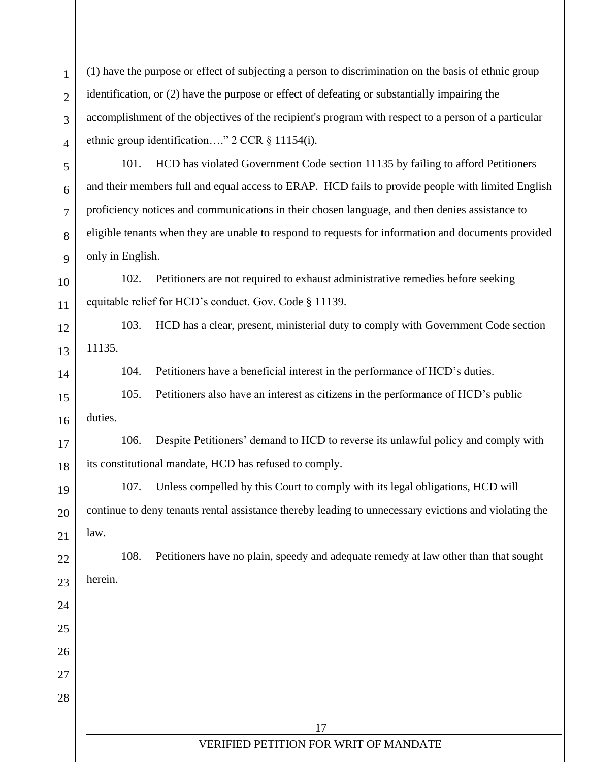(1) have the purpose or effect of subjecting a person to discrimination on the basis of ethnic group identification, or (2) have the purpose or effect of defeating or substantially impairing the accomplishment of the objectives of the recipient's program with respect to a person of a particular ethnic group identification…." 2 CCR § 11154(i).

101. HCD has violated Government Code section 11135 by failing to afford Petitioners and their members full and equal access to ERAP. HCD fails to provide people with limited English proficiency notices and communications in their chosen language, and then denies assistance to eligible tenants when they are unable to respond to requests for information and documents provided only in English.

102. Petitioners are not required to exhaust administrative remedies before seeking equitable relief for HCD's conduct. Gov. Code § 11139.

103. HCD has a clear, present, ministerial duty to comply with Government Code section 11135.

104. Petitioners have a beneficial interest in the performance of HCD's duties.

105. Petitioners also have an interest as citizens in the performance of HCD's public duties.

106. Despite Petitioners' demand to HCD to reverse its unlawful policy and comply with its constitutional mandate, HCD has refused to comply.

107. Unless compelled by this Court to comply with its legal obligations, HCD will continue to deny tenants rental assistance thereby leading to unnecessary evictions and violating the law.

108. Petitioners have no plain, speedy and adequate remedy at law other than that sought herein.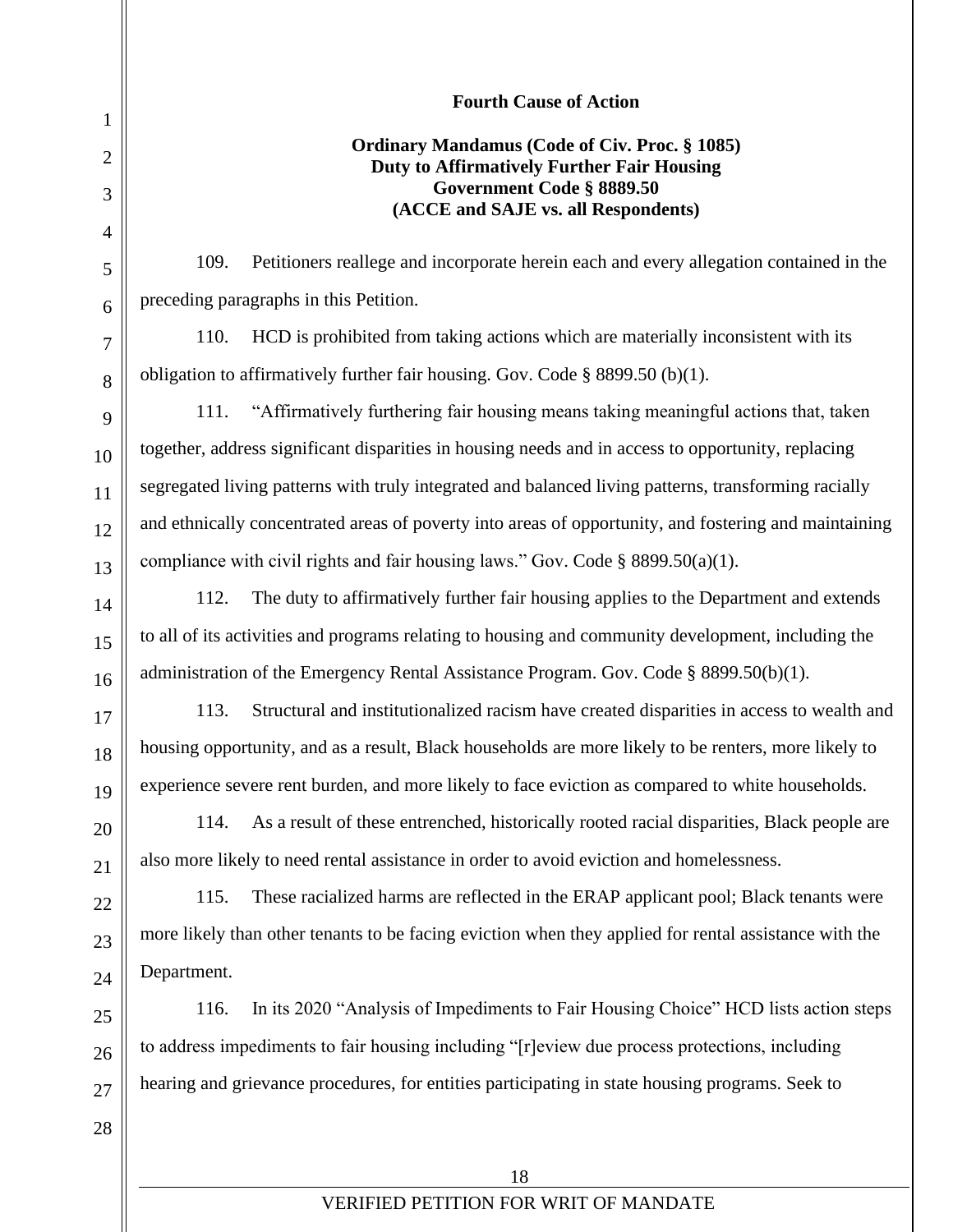**Fourth Cause of Action**

**Ordinary Mandamus (Code of Civ. Proc. § 1085)**
**Duty to Affirmatively Further Fair Housing**
**Government Code § 8889.50**
**(ACCE and SAJE vs. all Respondents)**

109. Petitioners reallege and incorporate herein each and every allegation contained in the preceding paragraphs in this Petition.

110. HCD is prohibited from taking actions which are materially inconsistent with its obligation to affirmatively further fair housing. Gov. Code § 8899.50 (b)(1).

111. "Affirmatively furthering fair housing means taking meaningful actions that, taken together, address significant disparities in housing needs and in access to opportunity, replacing segregated living patterns with truly integrated and balanced living patterns, transforming racially and ethnically concentrated areas of poverty into areas of opportunity, and fostering and maintaining compliance with civil rights and fair housing laws." Gov. Code § 8899.50(a)(1).

112. The duty to affirmatively further fair housing applies to the Department and extends to all of its activities and programs relating to housing and community development, including the administration of the Emergency Rental Assistance Program. Gov. Code § 8899.50(b)(1).

113. Structural and institutionalized racism have created disparities in access to wealth and housing opportunity, and as a result, Black households are more likely to be renters, more likely to experience severe rent burden, and more likely to face eviction as compared to white households.

114. As a result of these entrenched, historically rooted racial disparities, Black people are also more likely to need rental assistance in order to avoid eviction and homelessness.

115. These racialized harms are reflected in the ERAP applicant pool; Black tenants were more likely than other tenants to be facing eviction when they applied for rental assistance with the Department.

116. In its 2020 "Analysis of Impediments to Fair Housing Choice" HCD lists action steps to address impediments to fair housing including "[r]eview due process protections, including hearing and grievance procedures, for entities participating in state housing programs. Seek to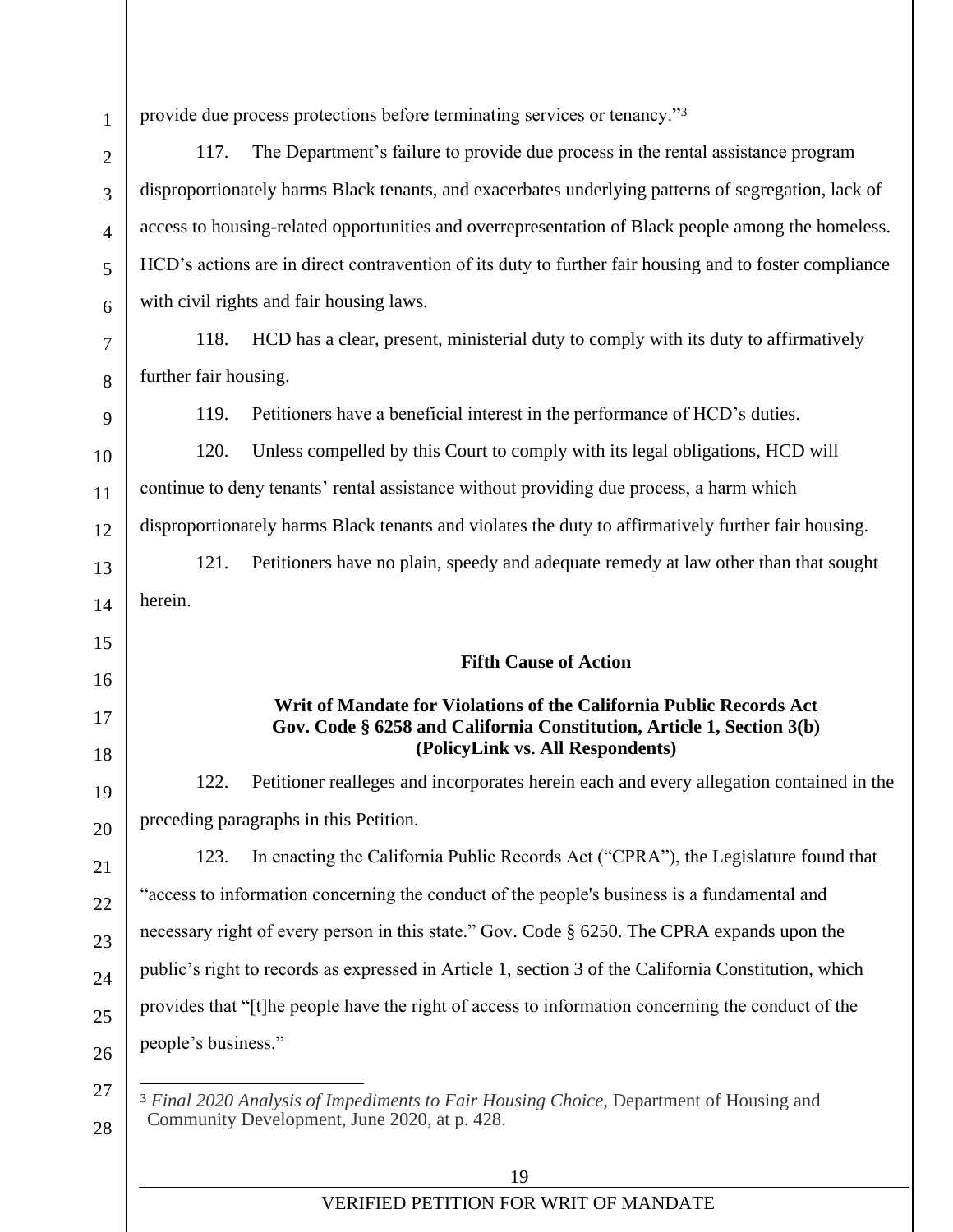provide due process protections before terminating services or tenancy."[3]

117. The Department's failure to provide due process in the rental assistance program disproportionately harms Black tenants, and exacerbates underlying patterns of segregation, lack of access to housing-related opportunities and overrepresentation of Black people among the homeless. HCD's actions are in direct contravention of its duty to further fair housing and to foster compliance with civil rights and fair housing laws.

118. HCD has a clear, present, ministerial duty to comply with its duty to affirmatively further fair housing.

119. Petitioners have a beneficial interest in the performance of HCD's duties.

120. Unless compelled by this Court to comply with its legal obligations, HCD will continue to deny tenants' rental assistance without providing due process, a harm which disproportionately harms Black tenants and violates the duty to affirmatively further fair housing.

121. Petitioners have no plain, speedy and adequate remedy at law other than that sought herein.

**Fifth Cause of Action**

**Writ of Mandate for Violations of the California Public Records Act**
**Gov. Code § 6258 and California Constitution, Article 1, Section 3(b)**
**(PolicyLink vs. All Respondents)**

122. Petitioner realleges and incorporates herein each and every allegation contained in the preceding paragraphs in this Petition.

123. In enacting the California Public Records Act ("CPRA"), the Legislature found that "access to information concerning the conduct of the people's business is a fundamental and necessary right of every person in this state." Gov. Code § 6250. The CPRA expands upon the public's right to records as expressed in Article 1, section 3 of the California Constitution, which provides that "[t]he people have the right of access to information concerning the conduct of the people's business."

---

[3] *Final 2020 Analysis of Impediments to Fair Housing Choice*, Department of Housing and Community Development, June 2020, at p. 428.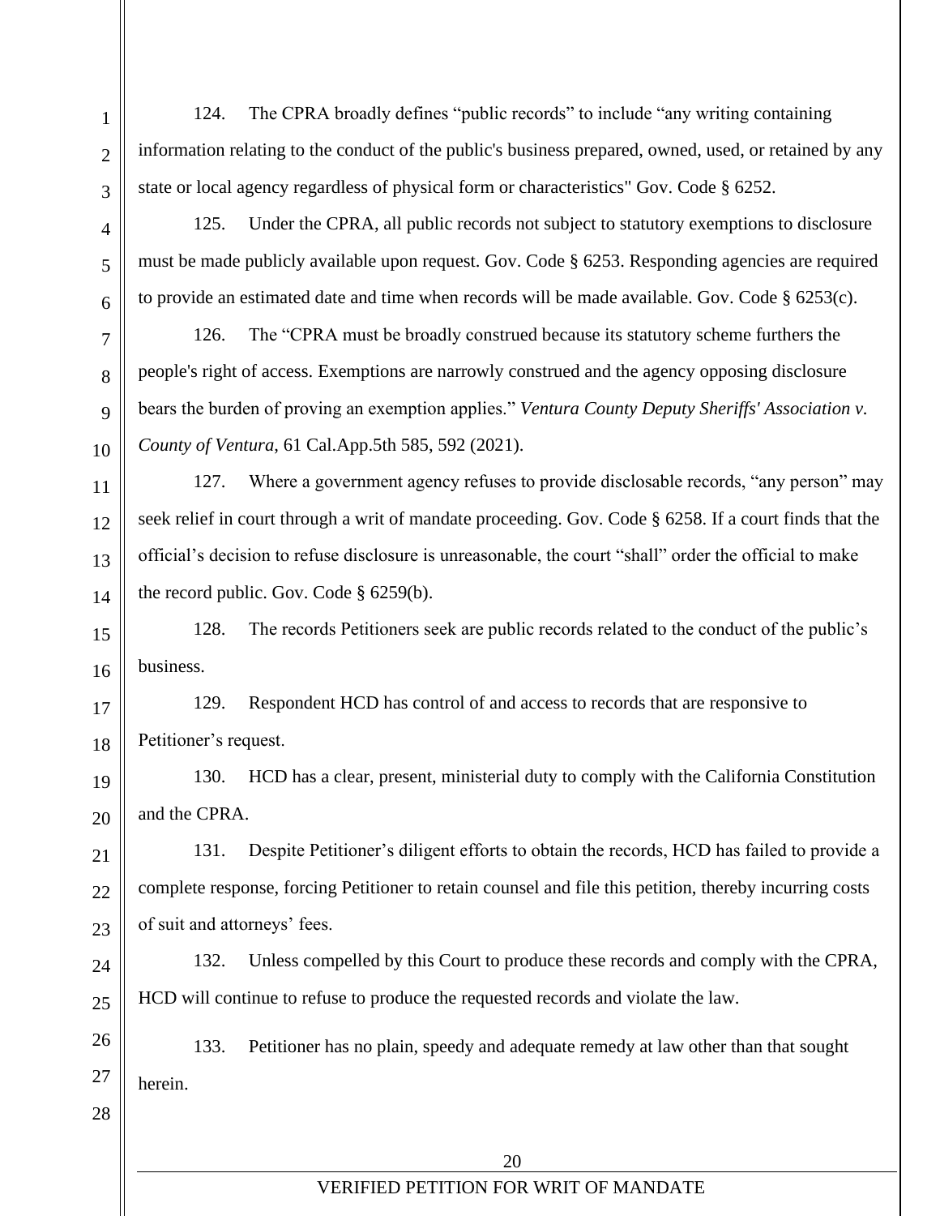124. The CPRA broadly defines "public records" to include "any writing containing information relating to the conduct of the public's business prepared, owned, used, or retained by any state or local agency regardless of physical form or characteristics" Gov. Code § 6252.

125. Under the CPRA, all public records not subject to statutory exemptions to disclosure must be made publicly available upon request. Gov. Code § 6253. Responding agencies are required to provide an estimated date and time when records will be made available. Gov. Code § 6253(c).

126. The "CPRA must be broadly construed because its statutory scheme furthers the people's right of access. Exemptions are narrowly construed and the agency opposing disclosure bears the burden of proving an exemption applies." *Ventura County Deputy Sheriffs' Association v. County of Ventura*, 61 Cal.App.5th 585, 592 (2021).

127. Where a government agency refuses to provide disclosable records, "any person" may seek relief in court through a writ of mandate proceeding. Gov. Code § 6258. If a court finds that the official's decision to refuse disclosure is unreasonable, the court "shall" order the official to make the record public. Gov. Code § 6259(b).

128. The records Petitioners seek are public records related to the conduct of the public's business.

129. Respondent HCD has control of and access to records that are responsive to Petitioner's request.

130. HCD has a clear, present, ministerial duty to comply with the California Constitution and the CPRA.

131. Despite Petitioner's diligent efforts to obtain the records, HCD has failed to provide a complete response, forcing Petitioner to retain counsel and file this petition, thereby incurring costs of suit and attorneys' fees.

132. Unless compelled by this Court to produce these records and comply with the CPRA, HCD will continue to refuse to produce the requested records and violate the law.

133. Petitioner has no plain, speedy and adequate remedy at law other than that sought herein.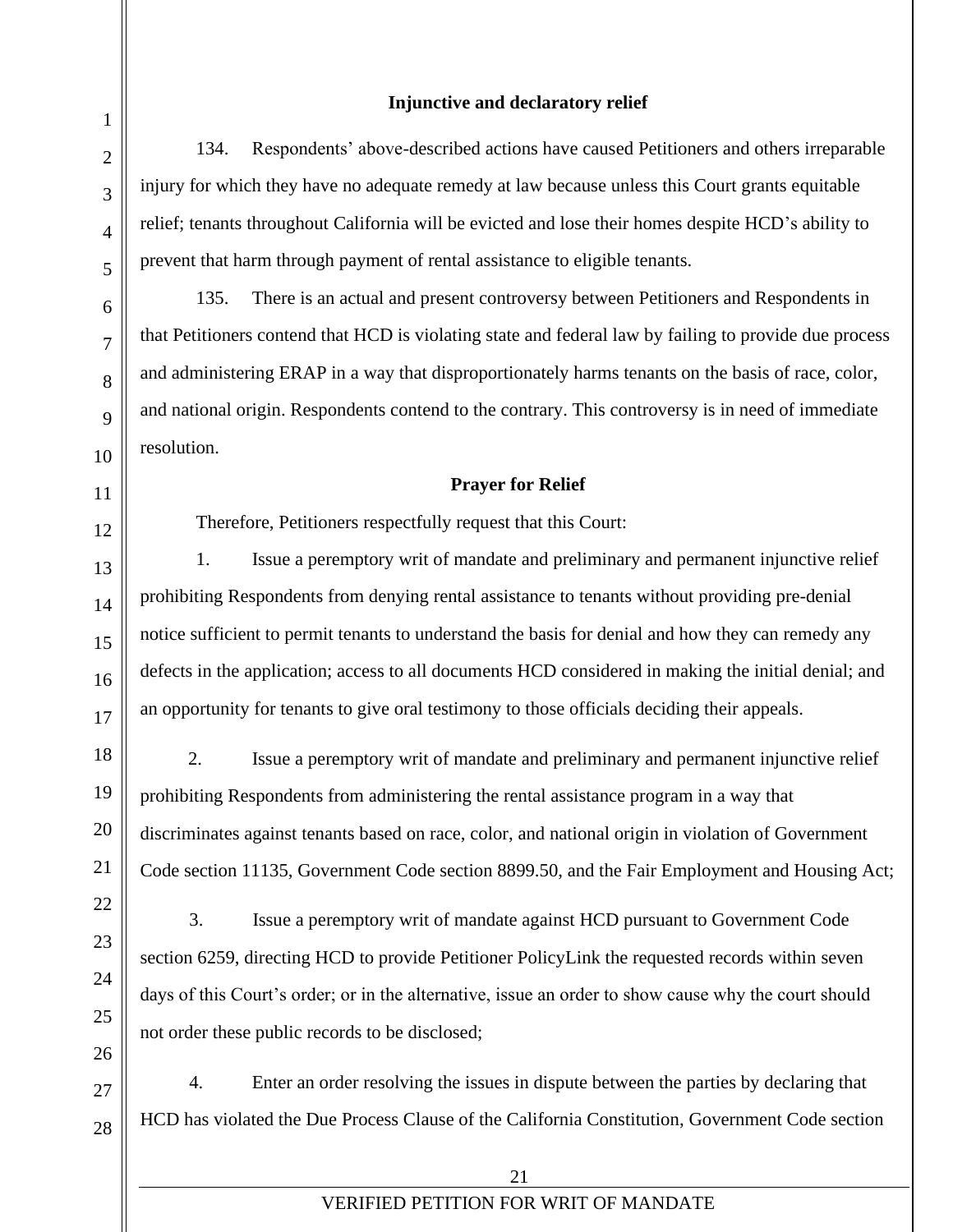### Injunctive and declaratory relief

134. Respondents' above-described actions have caused Petitioners and others irreparable injury for which they have no adequate remedy at law because unless this Court grants equitable relief; tenants throughout California will be evicted and lose their homes despite HCD's ability to prevent that harm through payment of rental assistance to eligible tenants.

135. There is an actual and present controversy between Petitioners and Respondents in that Petitioners contend that HCD is violating state and federal law by failing to provide due process and administering ERAP in a way that disproportionately harms tenants on the basis of race, color, and national origin. Respondents contend to the contrary. This controversy is in need of immediate resolution.

### Prayer for Relief

Therefore, Petitioners respectfully request that this Court:

1. Issue a peremptory writ of mandate and preliminary and permanent injunctive relief prohibiting Respondents from denying rental assistance to tenants without providing pre-denial notice sufficient to permit tenants to understand the basis for denial and how they can remedy any defects in the application; access to all documents HCD considered in making the initial denial; and an opportunity for tenants to give oral testimony to those officials deciding their appeals.

2. Issue a peremptory writ of mandate and preliminary and permanent injunctive relief prohibiting Respondents from administering the rental assistance program in a way that discriminates against tenants based on race, color, and national origin in violation of Government Code section 11135, Government Code section 8899.50, and the Fair Employment and Housing Act;

3. Issue a peremptory writ of mandate against HCD pursuant to Government Code section 6259, directing HCD to provide Petitioner PolicyLink the requested records within seven days of this Court's order; or in the alternative, issue an order to show cause why the court should not order these public records to be disclosed;

4. Enter an order resolving the issues in dispute between the parties by declaring that HCD has violated the Due Process Clause of the California Constitution, Government Code section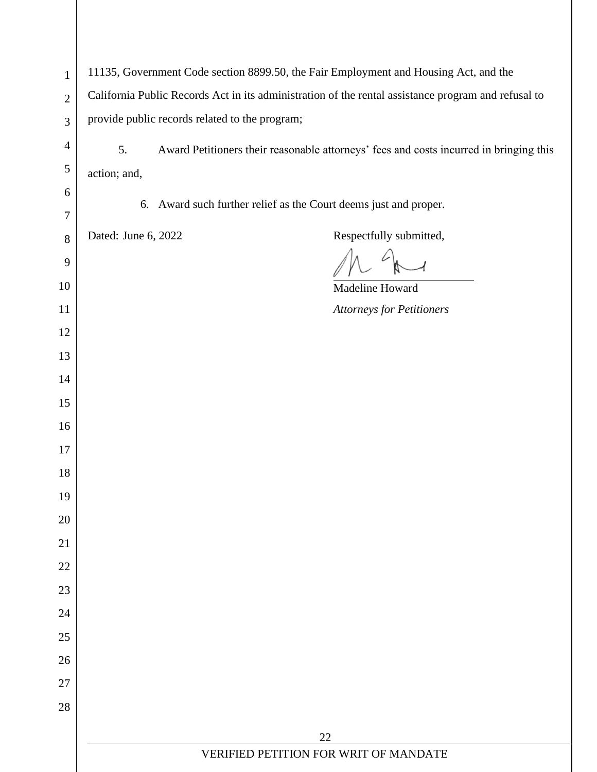11135, Government Code section 8899.50, the Fair Employment and Housing Act, and the California Public Records Act in its administration of the rental assistance program and refusal to provide public records related to the program;

5. Award Petitioners their reasonable attorneys' fees and costs incurred in bringing this action; and,

6. Award such further relief as the Court deems just and proper.

Dated: June 6, 2022

Respectfully submitted,

Madeline Howard
*Attorneys for Petitioners*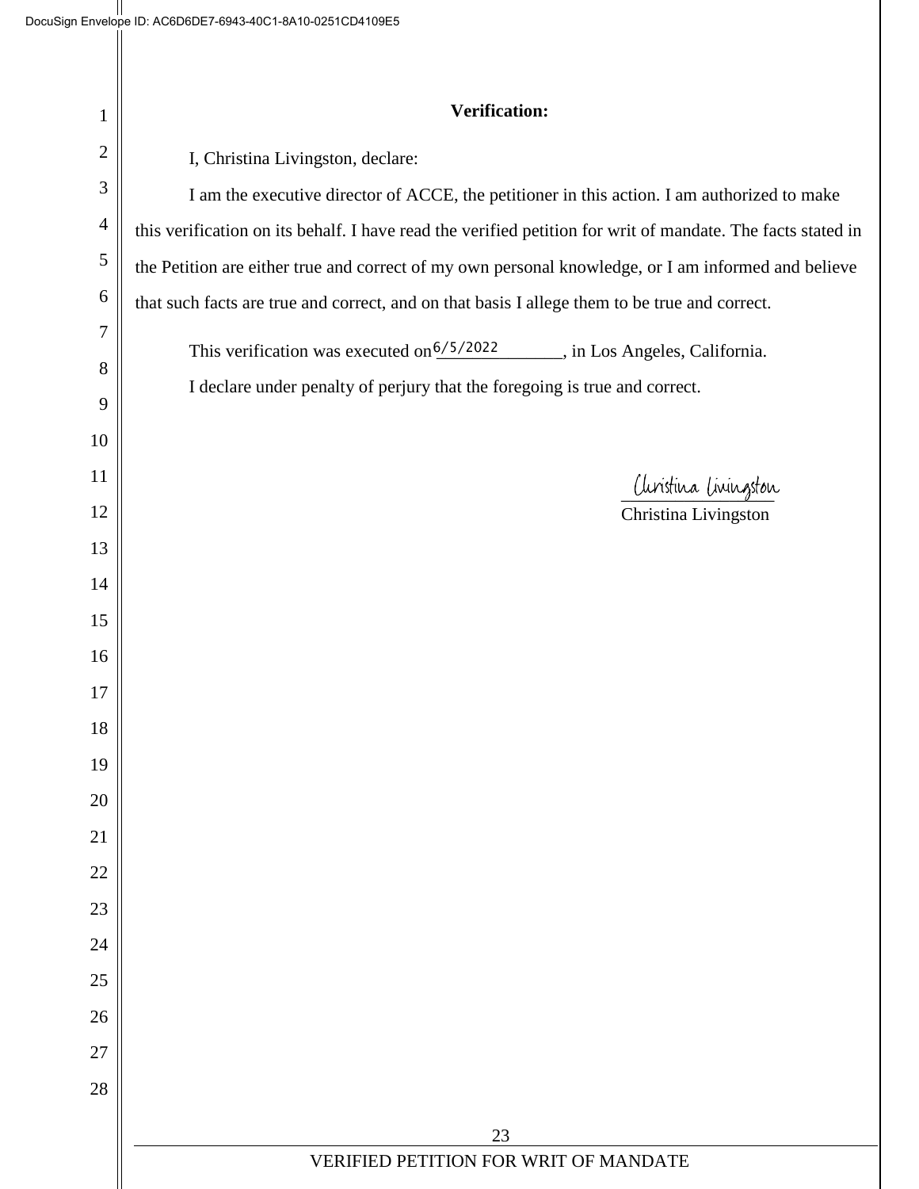**Verification:**

I, Christina Livingston, declare:

I am the executive director of ACCE, the petitioner in this action. I am authorized to make this verification on its behalf. I have read the verified petition for writ of mandate. The facts stated in the Petition are either true and correct of my own personal knowledge, or I am informed and believe that such facts are true and correct, and on that basis I allege them to be true and correct.

This verification was executed on 6/5/2022, in Los Angeles, California.

I declare under penalty of perjury that the foregoing is true and correct.

Christina Livingston

Christina Livingston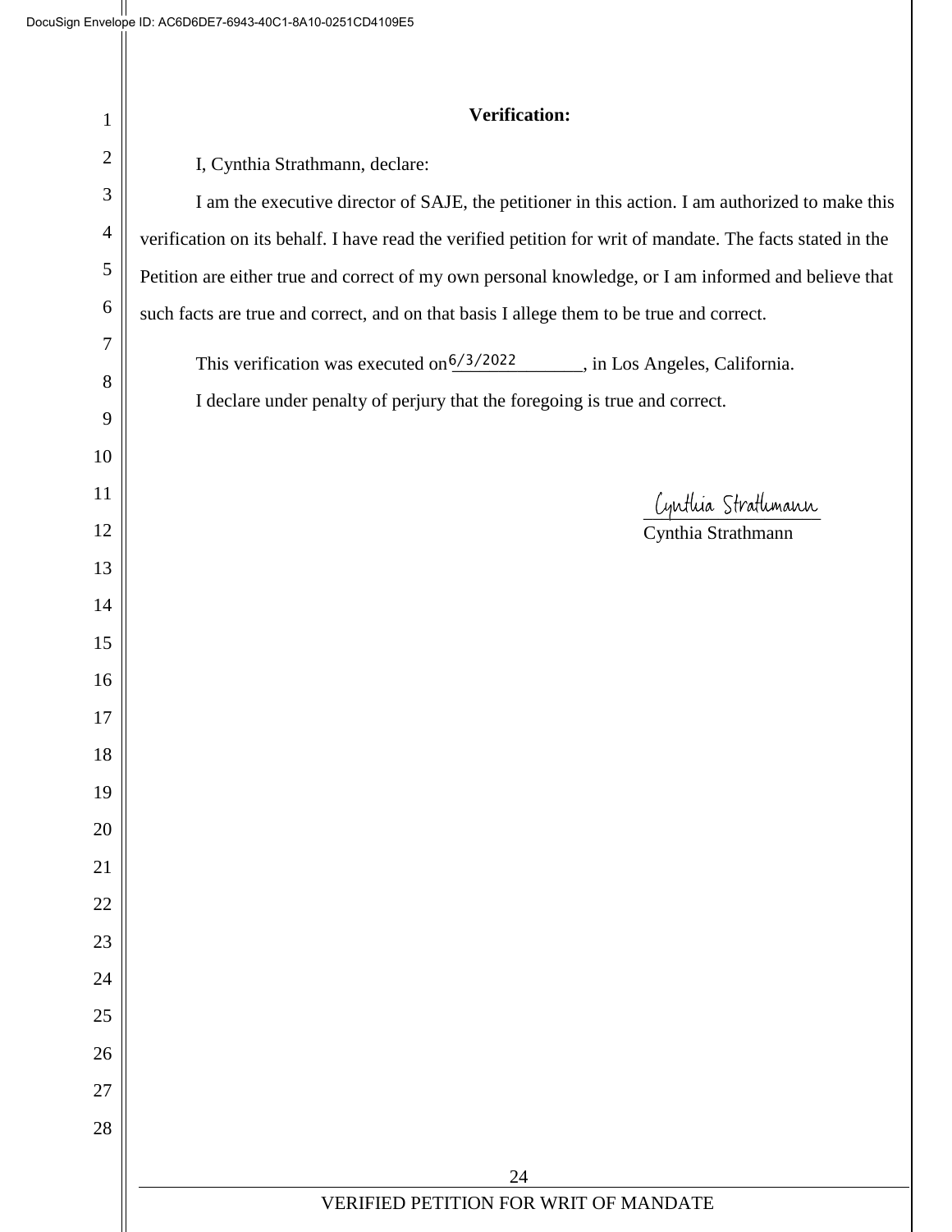DocuSign Envelope ID: AC6D6DE7-6943-40C1-8A10-0251CD4109E5

**Verification:**

I, Cynthia Strathmann, declare:

I am the executive director of SAJE, the petitioner in this action. I am authorized to make this verification on its behalf. I have read the verified petition for writ of mandate. The facts stated in the Petition are either true and correct of my own personal knowledge, or I am informed and believe that such facts are true and correct, and on that basis I allege them to be true and correct.

This verification was executed on 6/3/2022, in Los Angeles, California.

I declare under penalty of perjury that the foregoing is true and correct.

Cynthia Strathmann

Cynthia Strathmann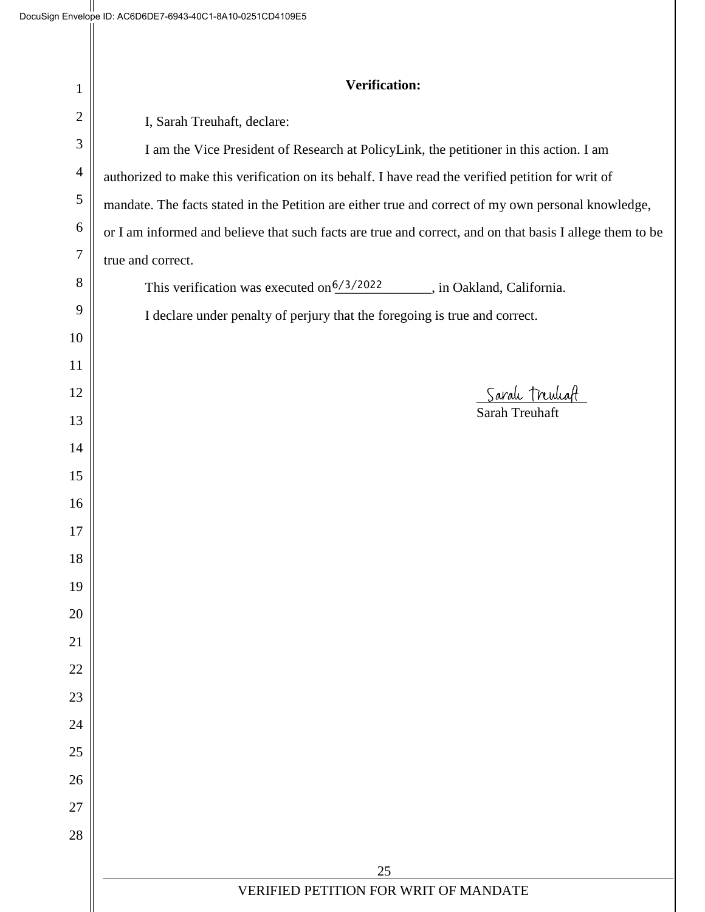**Verification:**

I, Sarah Treuhaft, declare:

I am the Vice President of Research at PolicyLink, the petitioner in this action. I am authorized to make this verification on its behalf. I have read the verified petition for writ of mandate. The facts stated in the Petition are either true and correct of my own personal knowledge, or I am informed and believe that such facts are true and correct, and on that basis I allege them to be true and correct.

This verification was executed on 6/3/2022, in Oakland, California.

I declare under penalty of perjury that the foregoing is true and correct.

Sarah Treuhaft

Sarah Treuhaft